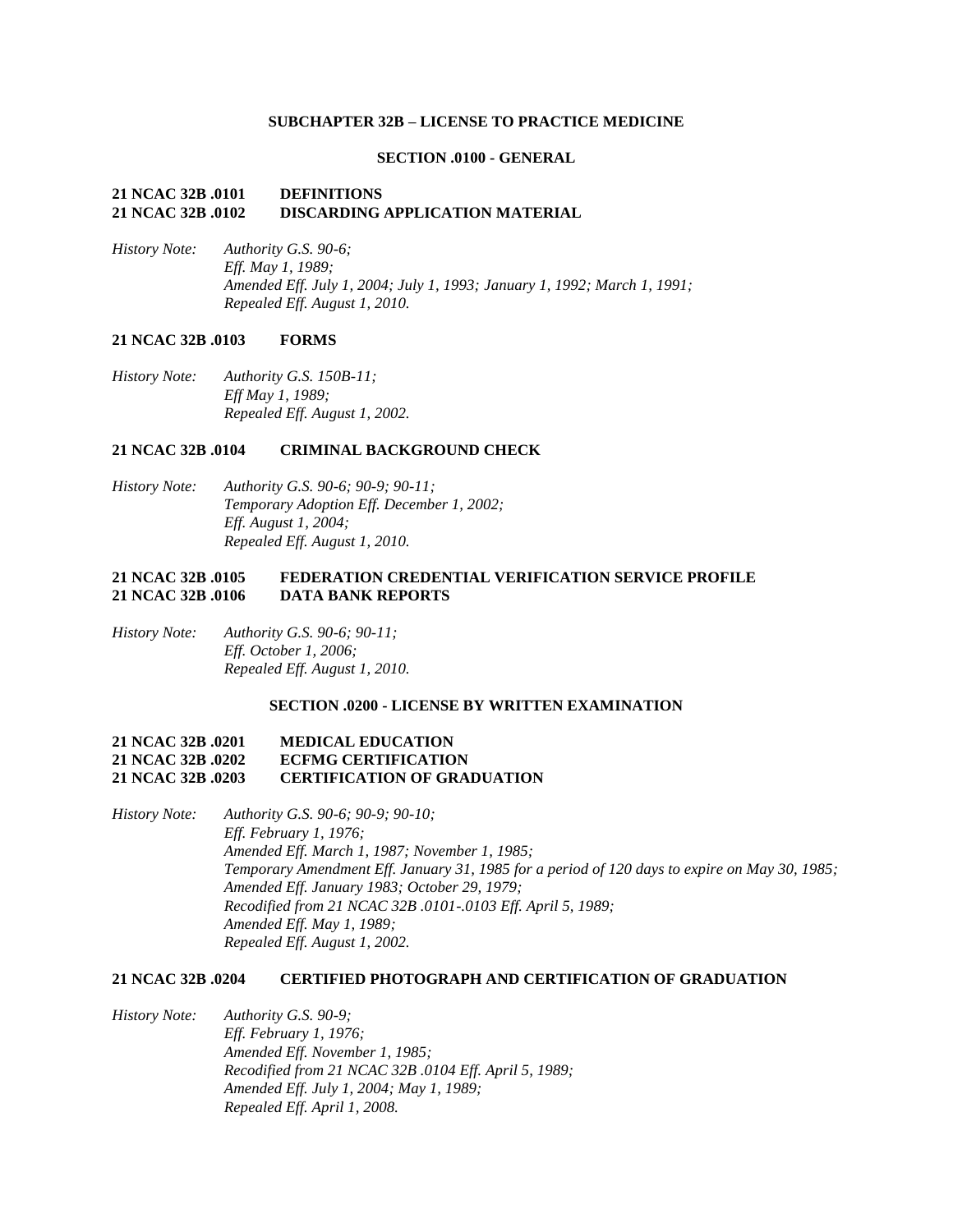## SUBCHAPTER 32B – LICENSE TO PRACTICE MEDICINE

### SECTION .0100 - GENERAL

**21 NCAC 32B .0101 DEFINITIONS**
**21 NCAC 32B .0102 DISCARDING APPLICATION MATERIAL**

*History Note: Authority G.S. 90-6;*
*Eff. May 1, 1989;*
*Amended Eff. July 1, 2004; July 1, 1993; January 1, 1992; March 1, 1991;*
*Repealed Eff. August 1, 2010.*

**21 NCAC 32B .0103 FORMS**

*History Note: Authority G.S. 150B-11;*
*Eff May 1, 1989;*
*Repealed Eff. August 1, 2002.*

**21 NCAC 32B .0104 CRIMINAL BACKGROUND CHECK**

*History Note: Authority G.S. 90-6; 90-9; 90-11;*
*Temporary Adoption Eff. December 1, 2002;*
*Eff. August 1, 2004;*
*Repealed Eff. August 1, 2010.*

**21 NCAC 32B .0105 FEDERATION CREDENTIAL VERIFICATION SERVICE PROFILE**
**21 NCAC 32B .0106 DATA BANK REPORTS**

*History Note: Authority G.S. 90-6; 90-11;*
*Eff. October 1, 2006;*
*Repealed Eff. August 1, 2010.*

### SECTION .0200 - LICENSE BY WRITTEN EXAMINATION

**21 NCAC 32B .0201 MEDICAL EDUCATION**
**21 NCAC 32B .0202 ECFMG CERTIFICATION**
**21 NCAC 32B .0203 CERTIFICATION OF GRADUATION**

*History Note: Authority G.S. 90-6; 90-9; 90-10;*
*Eff. February 1, 1976;*
*Amended Eff. March 1, 1987; November 1, 1985;*
*Temporary Amendment Eff. January 31, 1985 for a period of 120 days to expire on May 30, 1985;*
*Amended Eff. January 1983; October 29, 1979;*
*Recodified from 21 NCAC 32B .0101-.0103 Eff. April 5, 1989;*
*Amended Eff. May 1, 1989;*
*Repealed Eff. August 1, 2002.*

**21 NCAC 32B .0204 CERTIFIED PHOTOGRAPH AND CERTIFICATION OF GRADUATION**

*History Note: Authority G.S. 90-9;*
*Eff. February 1, 1976;*
*Amended Eff. November 1, 1985;*
*Recodified from 21 NCAC 32B .0104 Eff. April 5, 1989;*
*Amended Eff. July 1, 2004; May 1, 1989;*
*Repealed Eff. April 1, 2008.*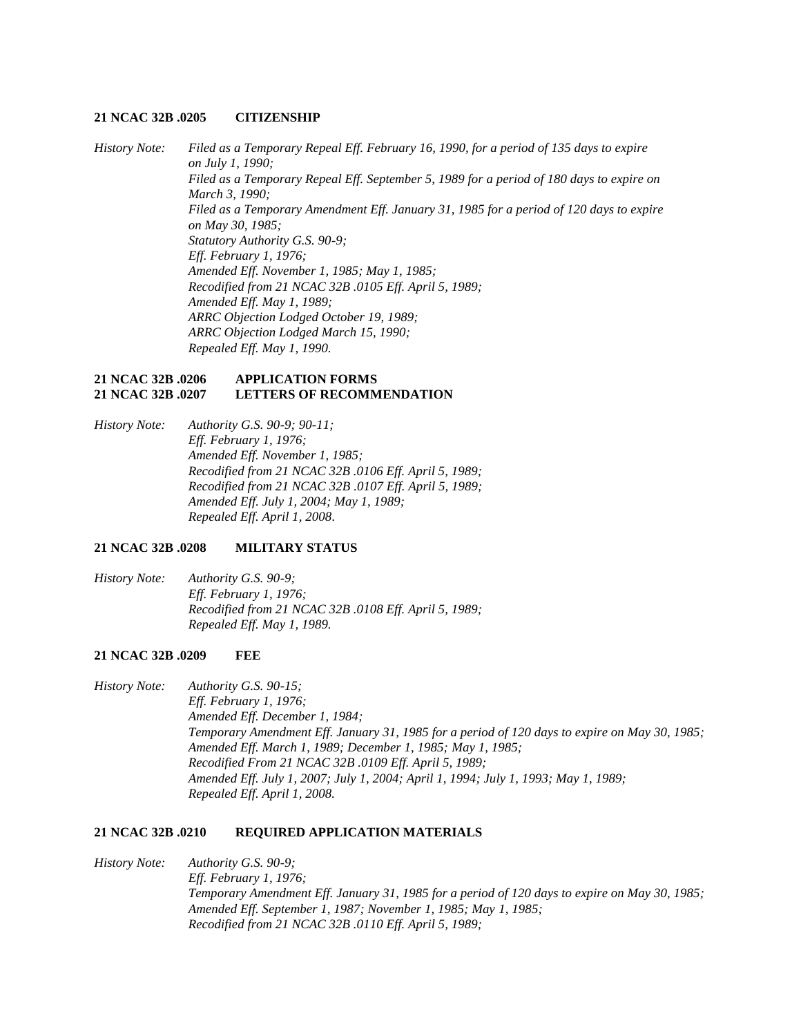**21 NCAC 32B .0205 CITIZENSHIP**

*History Note: Filed as a Temporary Repeal Eff. February 16, 1990, for a period of 135 days to expire on July 1, 1990;*
*Filed as a Temporary Repeal Eff. September 5, 1989 for a period of 180 days to expire on March 3, 1990;*
*Filed as a Temporary Amendment Eff. January 31, 1985 for a period of 120 days to expire on May 30, 1985;*
*Statutory Authority G.S. 90-9;*
*Eff. February 1, 1976;*
*Amended Eff. November 1, 1985; May 1, 1985;*
*Recodified from 21 NCAC 32B .0105 Eff. April 5, 1989;*
*Amended Eff. May 1, 1989;*
*ARRC Objection Lodged October 19, 1989;*
*ARRC Objection Lodged March 15, 1990;*
*Repealed Eff. May 1, 1990.*

**21 NCAC 32B .0206 APPLICATION FORMS**
**21 NCAC 32B .0207 LETTERS OF RECOMMENDATION**

*History Note: Authority G.S. 90-9; 90-11;*
*Eff. February 1, 1976;*
*Amended Eff. November 1, 1985;*
*Recodified from 21 NCAC 32B .0106 Eff. April 5, 1989;*
*Recodified from 21 NCAC 32B .0107 Eff. April 5, 1989;*
*Amended Eff. July 1, 2004; May 1, 1989;*
*Repealed Eff. April 1, 2008.*

**21 NCAC 32B .0208 MILITARY STATUS**

*History Note: Authority G.S. 90-9;*
*Eff. February 1, 1976;*
*Recodified from 21 NCAC 32B .0108 Eff. April 5, 1989;*
*Repealed Eff. May 1, 1989.*

**21 NCAC 32B .0209 FEE**

*History Note: Authority G.S. 90-15;*
*Eff. February 1, 1976;*
*Amended Eff. December 1, 1984;*
*Temporary Amendment Eff. January 31, 1985 for a period of 120 days to expire on May 30, 1985;*
*Amended Eff. March 1, 1989; December 1, 1985; May 1, 1985;*
*Recodified From 21 NCAC 32B .0109 Eff. April 5, 1989;*
*Amended Eff. July 1, 2007; July 1, 2004; April 1, 1994; July 1, 1993; May 1, 1989;*
*Repealed Eff. April 1, 2008.*

**21 NCAC 32B .0210 REQUIRED APPLICATION MATERIALS**

*History Note: Authority G.S. 90-9;*
*Eff. February 1, 1976;*
*Temporary Amendment Eff. January 31, 1985 for a period of 120 days to expire on May 30, 1985;*
*Amended Eff. September 1, 1987; November 1, 1985; May 1, 1985;*
*Recodified from 21 NCAC 32B .0110 Eff. April 5, 1989;*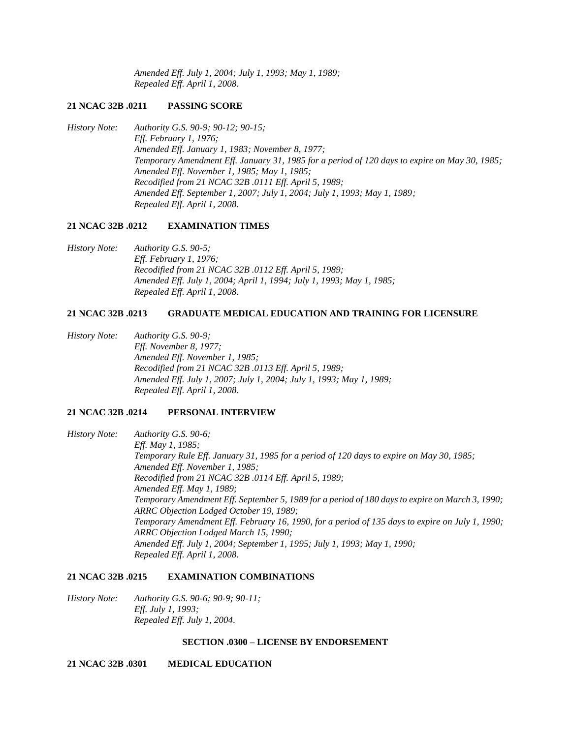*Amended Eff. July 1, 2004; July 1, 1993; May 1, 1989;*
*Repealed Eff. April 1, 2008.*

**21 NCAC 32B .0211 PASSING SCORE**

*History Note:* *Authority G.S. 90-9; 90-12; 90-15;*
*Eff. February 1, 1976;*
*Amended Eff. January 1, 1983; November 8, 1977;*
*Temporary Amendment Eff. January 31, 1985 for a period of 120 days to expire on May 30, 1985;*
*Amended Eff. November 1, 1985; May 1, 1985;*
*Recodified from 21 NCAC 32B .0111 Eff. April 5, 1989;*
*Amended Eff. September 1, 2007; July 1, 2004; July 1, 1993; May 1, 1989;*
*Repealed Eff. April 1, 2008.*

**21 NCAC 32B .0212 EXAMINATION TIMES**

*History Note:* *Authority G.S. 90-5;*
*Eff. February 1, 1976;*
*Recodified from 21 NCAC 32B .0112 Eff. April 5, 1989;*
*Amended Eff. July 1, 2004; April 1, 1994; July 1, 1993; May 1, 1985;*
*Repealed Eff. April 1, 2008.*

**21 NCAC 32B .0213 GRADUATE MEDICAL EDUCATION AND TRAINING FOR LICENSURE**

*History Note:* *Authority G.S. 90-9;*
*Eff. November 8, 1977;*
*Amended Eff. November 1, 1985;*
*Recodified from 21 NCAC 32B .0113 Eff. April 5, 1989;*
*Amended Eff. July 1, 2007; July 1, 2004; July 1, 1993; May 1, 1989;*
*Repealed Eff. April 1, 2008.*

**21 NCAC 32B .0214 PERSONAL INTERVIEW**

*History Note:* *Authority G.S. 90-6;*
*Eff. May 1, 1985;*
*Temporary Rule Eff. January 31, 1985 for a period of 120 days to expire on May 30, 1985;*
*Amended Eff. November 1, 1985;*
*Recodified from 21 NCAC 32B .0114 Eff. April 5, 1989;*
*Amended Eff. May 1, 1989;*
*Temporary Amendment Eff. September 5, 1989 for a period of 180 days to expire on March 3, 1990;*
*ARRC Objection Lodged October 19, 1989;*
*Temporary Amendment Eff. February 16, 1990, for a period of 135 days to expire on July 1, 1990;*
*ARRC Objection Lodged March 15, 1990;*
*Amended Eff. July 1, 2004; September 1, 1995; July 1, 1993; May 1, 1990;*
*Repealed Eff. April 1, 2008.*

**21 NCAC 32B .0215 EXAMINATION COMBINATIONS**

*History Note:* *Authority G.S. 90-6; 90-9; 90-11;*
*Eff. July 1, 1993;*
*Repealed Eff. July 1, 2004.*

**SECTION .0300 – LICENSE BY ENDORSEMENT**

**21 NCAC 32B .0301 MEDICAL EDUCATION**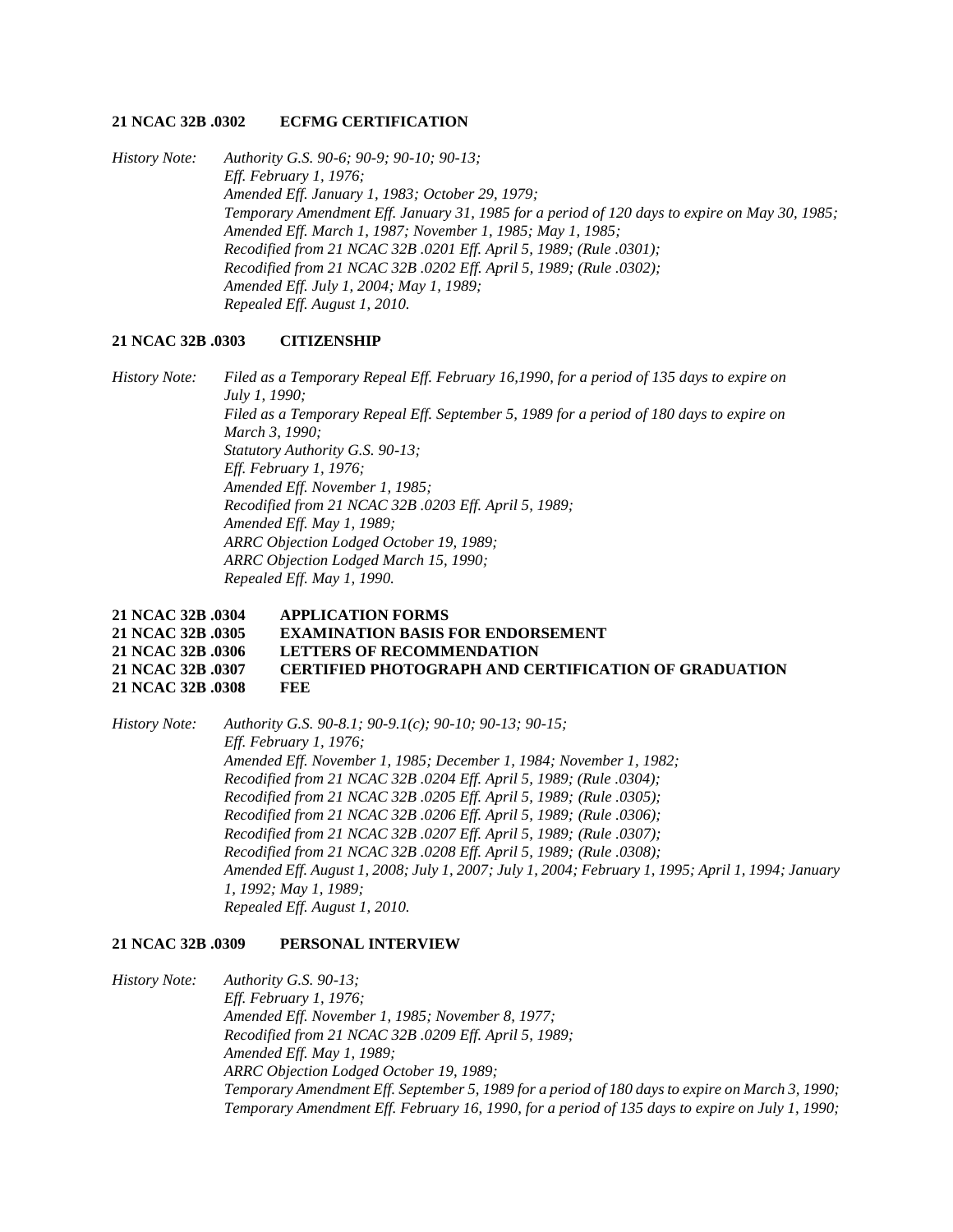**21 NCAC 32B .0302 ECFMG CERTIFICATION**

*History Note: Authority G.S. 90-6; 90-9; 90-10; 90-13;*
*Eff. February 1, 1976;*
*Amended Eff. January 1, 1983; October 29, 1979;*
*Temporary Amendment Eff. January 31, 1985 for a period of 120 days to expire on May 30, 1985;*
*Amended Eff. March 1, 1987; November 1, 1985; May 1, 1985;*
*Recodified from 21 NCAC 32B .0201 Eff. April 5, 1989; (Rule .0301);*
*Recodified from 21 NCAC 32B .0202 Eff. April 5, 1989; (Rule .0302);*
*Amended Eff. July 1, 2004; May 1, 1989;*
*Repealed Eff. August 1, 2010.*

**21 NCAC 32B .0303 CITIZENSHIP**

*History Note: Filed as a Temporary Repeal Eff. February 16,1990, for a period of 135 days to expire on July 1, 1990;*
*Filed as a Temporary Repeal Eff. September 5, 1989 for a period of 180 days to expire on March 3, 1990;*
*Statutory Authority G.S. 90-13;*
*Eff. February 1, 1976;*
*Amended Eff. November 1, 1985;*
*Recodified from 21 NCAC 32B .0203 Eff. April 5, 1989;*
*Amended Eff. May 1, 1989;*
*ARRC Objection Lodged October 19, 1989;*
*ARRC Objection Lodged March 15, 1990;*
*Repealed Eff. May 1, 1990.*

**21 NCAC 32B .0304 APPLICATION FORMS**
**21 NCAC 32B .0305 EXAMINATION BASIS FOR ENDORSEMENT**
**21 NCAC 32B .0306 LETTERS OF RECOMMENDATION**
**21 NCAC 32B .0307 CERTIFIED PHOTOGRAPH AND CERTIFICATION OF GRADUATION**
**21 NCAC 32B .0308 FEE**

*History Note: Authority G.S. 90-8.1; 90-9.1(c); 90-10; 90-13; 90-15;*
*Eff. February 1, 1976;*
*Amended Eff. November 1, 1985; December 1, 1984; November 1, 1982;*
*Recodified from 21 NCAC 32B .0204 Eff. April 5, 1989; (Rule .0304);*
*Recodified from 21 NCAC 32B .0205 Eff. April 5, 1989; (Rule .0305);*
*Recodified from 21 NCAC 32B .0206 Eff. April 5, 1989; (Rule .0306);*
*Recodified from 21 NCAC 32B .0207 Eff. April 5, 1989; (Rule .0307);*
*Recodified from 21 NCAC 32B .0208 Eff. April 5, 1989; (Rule .0308);*
*Amended Eff. August 1, 2008; July 1, 2007; July 1, 2004; February 1, 1995; April 1, 1994; January 1, 1992; May 1, 1989;*
*Repealed Eff. August 1, 2010.*

**21 NCAC 32B .0309 PERSONAL INTERVIEW**

*History Note: Authority G.S. 90-13;*
*Eff. February 1, 1976;*
*Amended Eff. November 1, 1985; November 8, 1977;*
*Recodified from 21 NCAC 32B .0209 Eff. April 5, 1989;*
*Amended Eff. May 1, 1989;*
*ARRC Objection Lodged October 19, 1989;*
*Temporary Amendment Eff. September 5, 1989 for a period of 180 days to expire on March 3, 1990;*
*Temporary Amendment Eff. February 16, 1990, for a period of 135 days to expire on July 1, 1990;*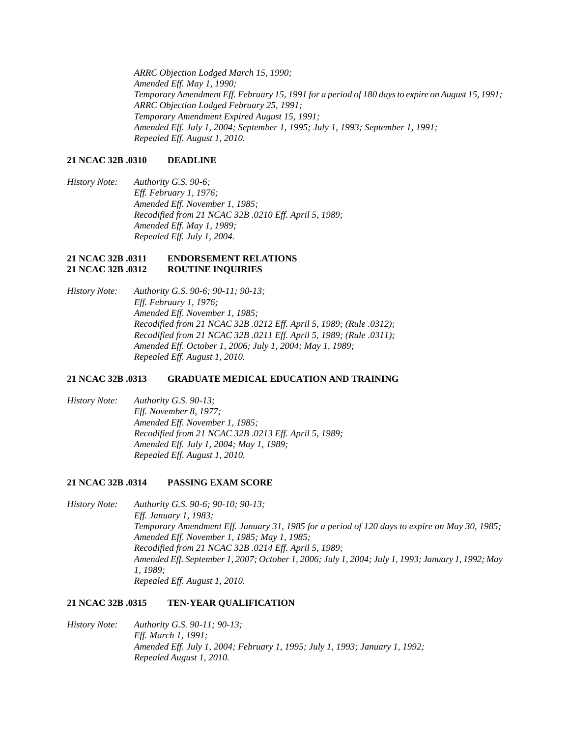*ARRC Objection Lodged March 15, 1990;*
*Amended Eff. May 1, 1990;*
*Temporary Amendment Eff. February 15, 1991 for a period of 180 days to expire on August 15, 1991;*
*ARRC Objection Lodged February 25, 1991;*
*Temporary Amendment Expired August 15, 1991;*
*Amended Eff. July 1, 2004; September 1, 1995; July 1, 1993; September 1, 1991;*
*Repealed Eff. August 1, 2010.*

**21 NCAC 32B .0310 DEADLINE**

*History Note: Authority G.S. 90-6;*
*Eff. February 1, 1976;*
*Amended Eff. November 1, 1985;*
*Recodified from 21 NCAC 32B .0210 Eff. April 5, 1989;*
*Amended Eff. May 1, 1989;*
*Repealed Eff. July 1, 2004.*

**21 NCAC 32B .0311 ENDORSEMENT RELATIONS**
**21 NCAC 32B .0312 ROUTINE INQUIRIES**

*History Note: Authority G.S. 90-6; 90-11; 90-13;*
*Eff. February 1, 1976;*
*Amended Eff. November 1, 1985;*
*Recodified from 21 NCAC 32B .0212 Eff. April 5, 1989; (Rule .0312);*
*Recodified from 21 NCAC 32B .0211 Eff. April 5, 1989; (Rule .0311);*
*Amended Eff. October 1, 2006; July 1, 2004; May 1, 1989;*
*Repealed Eff. August 1, 2010.*

**21 NCAC 32B .0313 GRADUATE MEDICAL EDUCATION AND TRAINING**

*History Note: Authority G.S. 90-13;*
*Eff. November 8, 1977;*
*Amended Eff. November 1, 1985;*
*Recodified from 21 NCAC 32B .0213 Eff. April 5, 1989;*
*Amended Eff. July 1, 2004; May 1, 1989;*
*Repealed Eff. August 1, 2010.*

**21 NCAC 32B .0314 PASSING EXAM SCORE**

*History Note: Authority G.S. 90-6; 90-10; 90-13;*
*Eff. January 1, 1983;*
*Temporary Amendment Eff. January 31, 1985 for a period of 120 days to expire on May 30, 1985;*
*Amended Eff. November 1, 1985; May 1, 1985;*
*Recodified from 21 NCAC 32B .0214 Eff. April 5, 1989;*
*Amended Eff. September 1, 2007; October 1, 2006; July 1, 2004; July 1, 1993; January 1, 1992; May 1, 1989;*
*Repealed Eff. August 1, 2010.*

**21 NCAC 32B .0315 TEN-YEAR QUALIFICATION**

*History Note: Authority G.S. 90-11; 90-13;*
*Eff. March 1, 1991;*
*Amended Eff. July 1, 2004; February 1, 1995; July 1, 1993; January 1, 1992;*
*Repealed August 1, 2010.*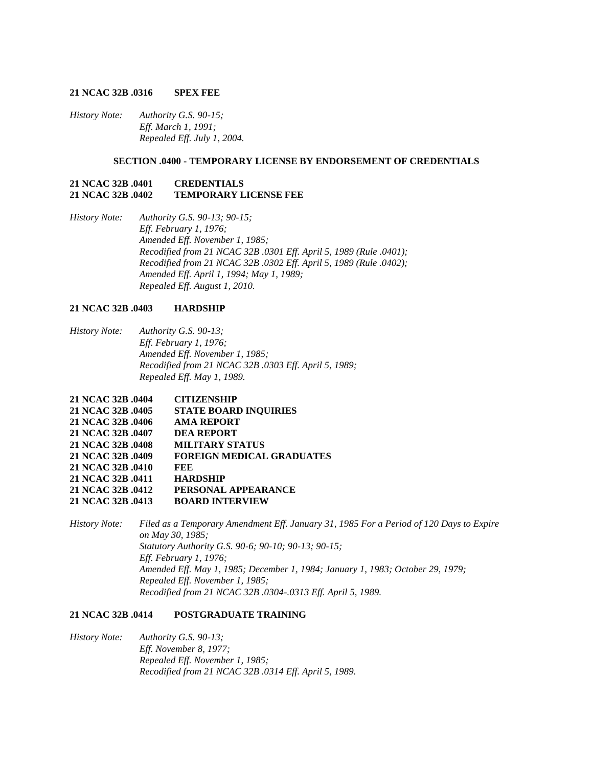**21 NCAC 32B .0316 SPEX FEE**

*History Note: Authority G.S. 90-15;*
*Eff. March 1, 1991;*
*Repealed Eff. July 1, 2004.*

## SECTION .0400 - TEMPORARY LICENSE BY ENDORSEMENT OF CREDENTIALS

**21 NCAC 32B .0401 CREDENTIALS**
**21 NCAC 32B .0402 TEMPORARY LICENSE FEE**

*History Note: Authority G.S. 90-13; 90-15;*
*Eff. February 1, 1976;*
*Amended Eff. November 1, 1985;*
*Recodified from 21 NCAC 32B .0301 Eff. April 5, 1989 (Rule .0401);*
*Recodified from 21 NCAC 32B .0302 Eff. April 5, 1989 (Rule .0402);*
*Amended Eff. April 1, 1994; May 1, 1989;*
*Repealed Eff. August 1, 2010.*

**21 NCAC 32B .0403 HARDSHIP**

*History Note: Authority G.S. 90-13;*
*Eff. February 1, 1976;*
*Amended Eff. November 1, 1985;*
*Recodified from 21 NCAC 32B .0303 Eff. April 5, 1989;*
*Repealed Eff. May 1, 1989.*

**21 NCAC 32B .0404 CITIZENSHIP**
**21 NCAC 32B .0405 STATE BOARD INQUIRIES**
**21 NCAC 32B .0406 AMA REPORT**
**21 NCAC 32B .0407 DEA REPORT**
**21 NCAC 32B .0408 MILITARY STATUS**
**21 NCAC 32B .0409 FOREIGN MEDICAL GRADUATES**
**21 NCAC 32B .0410 FEE**
**21 NCAC 32B .0411 HARDSHIP**
**21 NCAC 32B .0412 PERSONAL APPEARANCE**
**21 NCAC 32B .0413 BOARD INTERVIEW**

*History Note: Filed as a Temporary Amendment Eff. January 31, 1985 For a Period of 120 Days to Expire on May 30, 1985;*
*Statutory Authority G.S. 90-6; 90-10; 90-13; 90-15;*
*Eff. February 1, 1976;*
*Amended Eff. May 1, 1985; December 1, 1984; January 1, 1983; October 29, 1979;*
*Repealed Eff. November 1, 1985;*
*Recodified from 21 NCAC 32B .0304-.0313 Eff. April 5, 1989.*

**21 NCAC 32B .0414 POSTGRADUATE TRAINING**

*History Note: Authority G.S. 90-13;*
*Eff. November 8, 1977;*
*Repealed Eff. November 1, 1985;*
*Recodified from 21 NCAC 32B .0314 Eff. April 5, 1989.*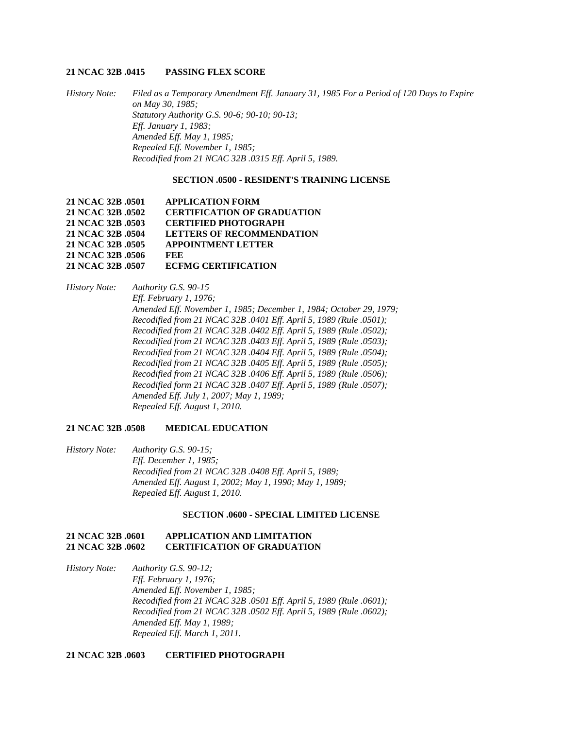**21 NCAC 32B .0415 PASSING FLEX SCORE**

*History Note: Filed as a Temporary Amendment Eff. January 31, 1985 For a Period of 120 Days to Expire on May 30, 1985;*
*Statutory Authority G.S. 90-6; 90-10; 90-13;*
*Eff. January 1, 1983;*
*Amended Eff. May 1, 1985;*
*Repealed Eff. November 1, 1985;*
*Recodified from 21 NCAC 32B .0315 Eff. April 5, 1989.*

**SECTION .0500 - RESIDENT'S TRAINING LICENSE**

**21 NCAC 32B .0501 APPLICATION FORM**
**21 NCAC 32B .0502 CERTIFICATION OF GRADUATION**
**21 NCAC 32B .0503 CERTIFIED PHOTOGRAPH**
**21 NCAC 32B .0504 LETTERS OF RECOMMENDATION**
**21 NCAC 32B .0505 APPOINTMENT LETTER**
**21 NCAC 32B .0506 FEE**
**21 NCAC 32B .0507 ECFMG CERTIFICATION**

*History Note: Authority G.S. 90-15*
*Eff. February 1, 1976;*
*Amended Eff. November 1, 1985; December 1, 1984; October 29, 1979;*
*Recodified from 21 NCAC 32B .0401 Eff. April 5, 1989 (Rule .0501);*
*Recodified from 21 NCAC 32B .0402 Eff. April 5, 1989 (Rule .0502);*
*Recodified from 21 NCAC 32B .0403 Eff. April 5, 1989 (Rule .0503);*
*Recodified from 21 NCAC 32B .0404 Eff. April 5, 1989 (Rule .0504);*
*Recodified from 21 NCAC 32B .0405 Eff. April 5, 1989 (Rule .0505);*
*Recodified from 21 NCAC 32B .0406 Eff. April 5, 1989 (Rule .0506);*
*Recodified form 21 NCAC 32B .0407 Eff. April 5, 1989 (Rule .0507);*
*Amended Eff. July 1, 2007; May 1, 1989;*
*Repealed Eff. August 1, 2010.*

**21 NCAC 32B .0508 MEDICAL EDUCATION**

*History Note: Authority G.S. 90-15;*
*Eff. December 1, 1985;*
*Recodified from 21 NCAC 32B .0408 Eff. April 5, 1989;*
*Amended Eff. August 1, 2002; May 1, 1990; May 1, 1989;*
*Repealed Eff. August 1, 2010.*

**SECTION .0600 - SPECIAL LIMITED LICENSE**

**21 NCAC 32B .0601 APPLICATION AND LIMITATION**
**21 NCAC 32B .0602 CERTIFICATION OF GRADUATION**

*History Note: Authority G.S. 90-12;*
*Eff. February 1, 1976;*
*Amended Eff. November 1, 1985;*
*Recodified from 21 NCAC 32B .0501 Eff. April 5, 1989 (Rule .0601);*
*Recodified from 21 NCAC 32B .0502 Eff. April 5, 1989 (Rule .0602);*
*Amended Eff. May 1, 1989;*
*Repealed Eff. March 1, 2011.*

**21 NCAC 32B .0603 CERTIFIED PHOTOGRAPH**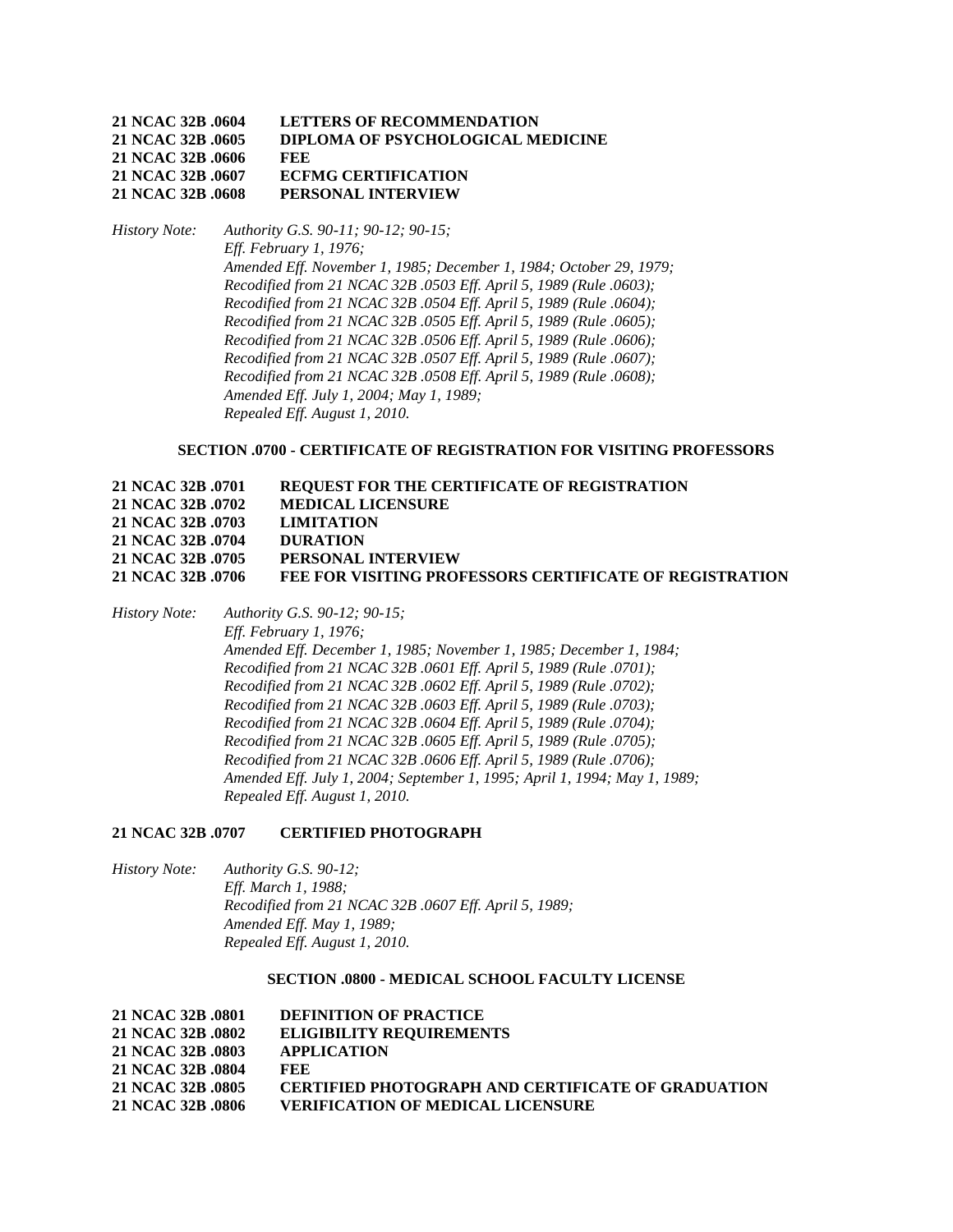**21 NCAC 32B .0604 LETTERS OF RECOMMENDATION**
**21 NCAC 32B .0605 DIPLOMA OF PSYCHOLOGICAL MEDICINE**
**21 NCAC 32B .0606 FEE**
**21 NCAC 32B .0607 ECFMG CERTIFICATION**
**21 NCAC 32B .0608 PERSONAL INTERVIEW**

*History Note: Authority G.S. 90-11; 90-12; 90-15;*
*Eff. February 1, 1976;*
*Amended Eff. November 1, 1985; December 1, 1984; October 29, 1979;*
*Recodified from 21 NCAC 32B .0503 Eff. April 5, 1989 (Rule .0603);*
*Recodified from 21 NCAC 32B .0504 Eff. April 5, 1989 (Rule .0604);*
*Recodified from 21 NCAC 32B .0505 Eff. April 5, 1989 (Rule .0605);*
*Recodified from 21 NCAC 32B .0506 Eff. April 5, 1989 (Rule .0606);*
*Recodified from 21 NCAC 32B .0507 Eff. April 5, 1989 (Rule .0607);*
*Recodified from 21 NCAC 32B .0508 Eff. April 5, 1989 (Rule .0608);*
*Amended Eff. July 1, 2004; May 1, 1989;*
*Repealed Eff. August 1, 2010.*

## SECTION .0700 - CERTIFICATE OF REGISTRATION FOR VISITING PROFESSORS

**21 NCAC 32B .0701 REQUEST FOR THE CERTIFICATE OF REGISTRATION**
**21 NCAC 32B .0702 MEDICAL LICENSURE**
**21 NCAC 32B .0703 LIMITATION**
**21 NCAC 32B .0704 DURATION**
**21 NCAC 32B .0705 PERSONAL INTERVIEW**
**21 NCAC 32B .0706 FEE FOR VISITING PROFESSORS CERTIFICATE OF REGISTRATION**

*History Note: Authority G.S. 90-12; 90-15;*
*Eff. February 1, 1976;*
*Amended Eff. December 1, 1985; November 1, 1985; December 1, 1984;*
*Recodified from 21 NCAC 32B .0601 Eff. April 5, 1989 (Rule .0701);*
*Recodified from 21 NCAC 32B .0602 Eff. April 5, 1989 (Rule .0702);*
*Recodified from 21 NCAC 32B .0603 Eff. April 5, 1989 (Rule .0703);*
*Recodified from 21 NCAC 32B .0604 Eff. April 5, 1989 (Rule .0704);*
*Recodified from 21 NCAC 32B .0605 Eff. April 5, 1989 (Rule .0705);*
*Recodified from 21 NCAC 32B .0606 Eff. April 5, 1989 (Rule .0706);*
*Amended Eff. July 1, 2004; September 1, 1995; April 1, 1994; May 1, 1989;*
*Repealed Eff. August 1, 2010.*

**21 NCAC 32B .0707 CERTIFIED PHOTOGRAPH**

*History Note: Authority G.S. 90-12;*
*Eff. March 1, 1988;*
*Recodified from 21 NCAC 32B .0607 Eff. April 5, 1989;*
*Amended Eff. May 1, 1989;*
*Repealed Eff. August 1, 2010.*

## SECTION .0800 - MEDICAL SCHOOL FACULTY LICENSE

**21 NCAC 32B .0801 DEFINITION OF PRACTICE**
**21 NCAC 32B .0802 ELIGIBILITY REQUIREMENTS**
**21 NCAC 32B .0803 APPLICATION**
**21 NCAC 32B .0804 FEE**
**21 NCAC 32B .0805 CERTIFIED PHOTOGRAPH AND CERTIFICATE OF GRADUATION**
**21 NCAC 32B .0806 VERIFICATION OF MEDICAL LICENSURE**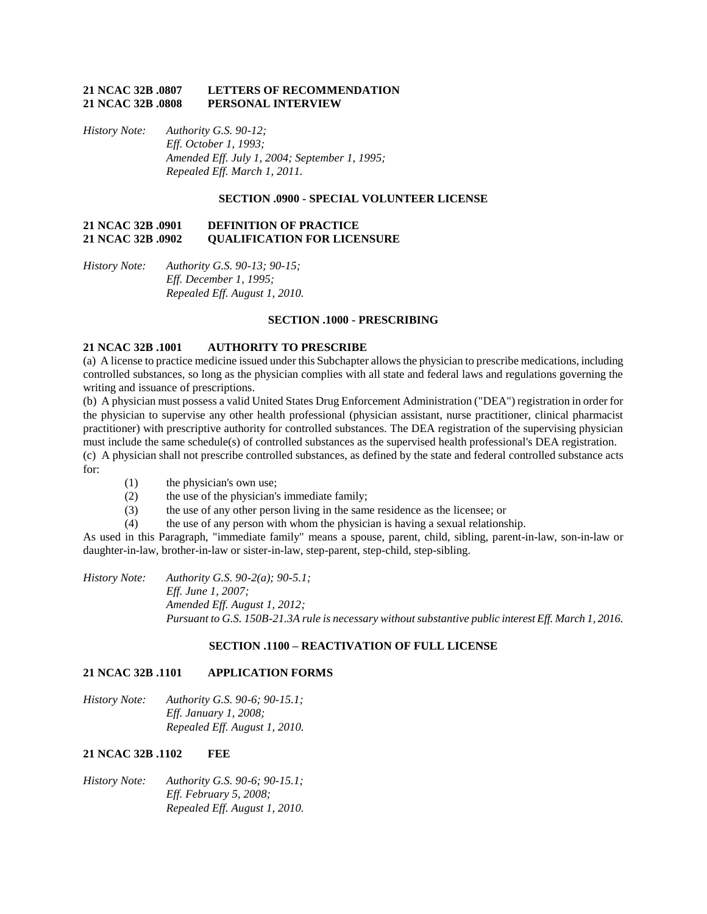**21 NCAC 32B .0807 LETTERS OF RECOMMENDATION**
**21 NCAC 32B .0808 PERSONAL INTERVIEW**

*History Note: Authority G.S. 90-12;*
*Eff. October 1, 1993;*
*Amended Eff. July 1, 2004; September 1, 1995;*
*Repealed Eff. March 1, 2011.*

## SECTION .0900 - SPECIAL VOLUNTEER LICENSE

**21 NCAC 32B .0901 DEFINITION OF PRACTICE**
**21 NCAC 32B .0902 QUALIFICATION FOR LICENSURE**

*History Note: Authority G.S. 90-13; 90-15;*
*Eff. December 1, 1995;*
*Repealed Eff. August 1, 2010.*

## SECTION .1000 - PRESCRIBING

**21 NCAC 32B .1001 AUTHORITY TO PRESCRIBE**

(a) A license to practice medicine issued under this Subchapter allows the physician to prescribe medications, including controlled substances, so long as the physician complies with all state and federal laws and regulations governing the writing and issuance of prescriptions.

(b) A physician must possess a valid United States Drug Enforcement Administration ("DEA") registration in order for the physician to supervise any other health professional (physician assistant, nurse practitioner, clinical pharmacist practitioner) with prescriptive authority for controlled substances. The DEA registration of the supervising physician must include the same schedule(s) of controlled substances as the supervised health professional's DEA registration.

(c) A physician shall not prescribe controlled substances, as defined by the state and federal controlled substance acts for:

(1) the physician's own use;
(2) the use of the physician's immediate family;
(3) the use of any other person living in the same residence as the licensee; or
(4) the use of any person with whom the physician is having a sexual relationship.

As used in this Paragraph, "immediate family" means a spouse, parent, child, sibling, parent-in-law, son-in-law or daughter-in-law, brother-in-law or sister-in-law, step-parent, step-child, step-sibling.

*History Note: Authority G.S. 90-2(a); 90-5.1;*
*Eff. June 1, 2007;*
*Amended Eff. August 1, 2012;*
*Pursuant to G.S. 150B-21.3A rule is necessary without substantive public interest Eff. March 1, 2016.*

## SECTION .1100 – REACTIVATION OF FULL LICENSE

**21 NCAC 32B .1101 APPLICATION FORMS**

*History Note: Authority G.S. 90-6; 90-15.1;*
*Eff. January 1, 2008;*
*Repealed Eff. August 1, 2010.*

**21 NCAC 32B .1102 FEE**

*History Note: Authority G.S. 90-6; 90-15.1;*
*Eff. February 5, 2008;*
*Repealed Eff. August 1, 2010.*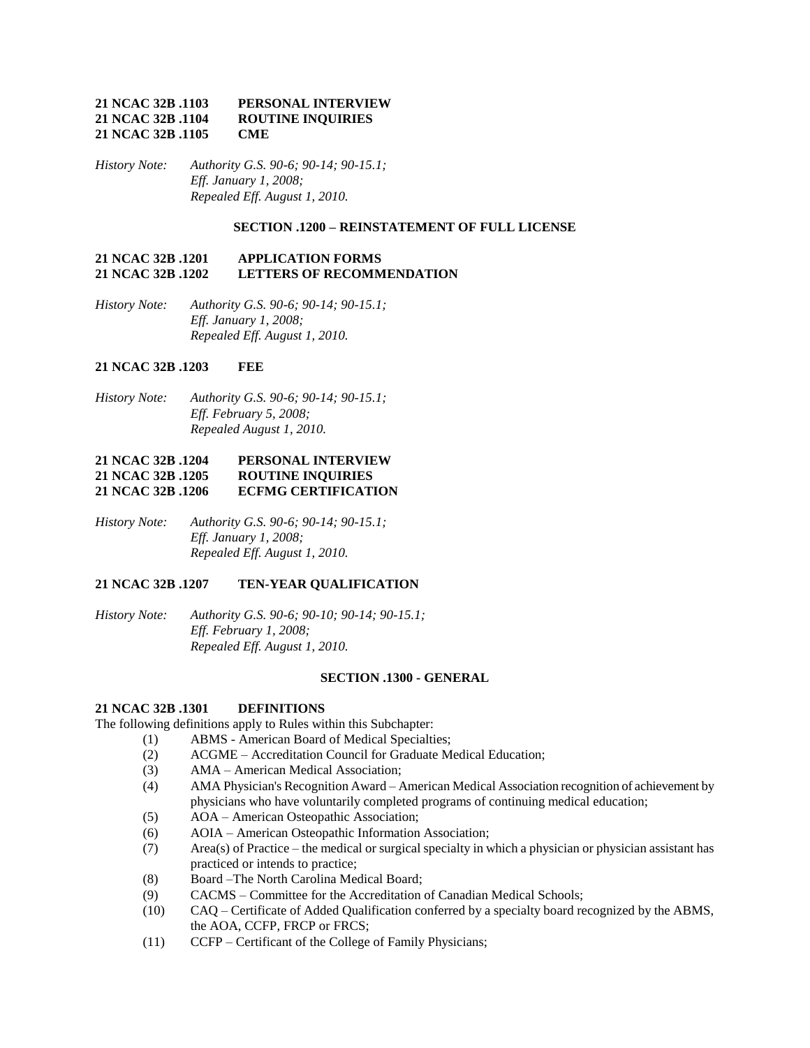**21 NCAC 32B .1103 PERSONAL INTERVIEW**
**21 NCAC 32B .1104 ROUTINE INQUIRIES**
**21 NCAC 32B .1105 CME**

*History Note: Authority G.S. 90-6; 90-14; 90-15.1;*
*Eff. January 1, 2008;*
*Repealed Eff. August 1, 2010.*

## SECTION .1200 – REINSTATEMENT OF FULL LICENSE

**21 NCAC 32B .1201 APPLICATION FORMS**
**21 NCAC 32B .1202 LETTERS OF RECOMMENDATION**

*History Note: Authority G.S. 90-6; 90-14; 90-15.1;*
*Eff. January 1, 2008;*
*Repealed Eff. August 1, 2010.*

**21 NCAC 32B .1203 FEE**

*History Note: Authority G.S. 90-6; 90-14; 90-15.1;*
*Eff. February 5, 2008;*
*Repealed August 1, 2010.*

**21 NCAC 32B .1204 PERSONAL INTERVIEW**
**21 NCAC 32B .1205 ROUTINE INQUIRIES**
**21 NCAC 32B .1206 ECFMG CERTIFICATION**

*History Note: Authority G.S. 90-6; 90-14; 90-15.1;*
*Eff. January 1, 2008;*
*Repealed Eff. August 1, 2010.*

**21 NCAC 32B .1207 TEN-YEAR QUALIFICATION**

*History Note: Authority G.S. 90-6; 90-10; 90-14; 90-15.1;*
*Eff. February 1, 2008;*
*Repealed Eff. August 1, 2010.*

## SECTION .1300 - GENERAL

**21 NCAC 32B .1301 DEFINITIONS**

The following definitions apply to Rules within this Subchapter:

(1) ABMS - American Board of Medical Specialties;
(2) ACGME – Accreditation Council for Graduate Medical Education;
(3) AMA – American Medical Association;
(4) AMA Physician's Recognition Award – American Medical Association recognition of achievement by physicians who have voluntarily completed programs of continuing medical education;
(5) AOA – American Osteopathic Association;
(6) AOIA – American Osteopathic Information Association;
(7) Area(s) of Practice – the medical or surgical specialty in which a physician or physician assistant has practiced or intends to practice;
(8) Board –The North Carolina Medical Board;
(9) CACMS – Committee for the Accreditation of Canadian Medical Schools;
(10) CAQ – Certificate of Added Qualification conferred by a specialty board recognized by the ABMS, the AOA, CCFP, FRCP or FRCS;
(11) CCFP – Certificant of the College of Family Physicians;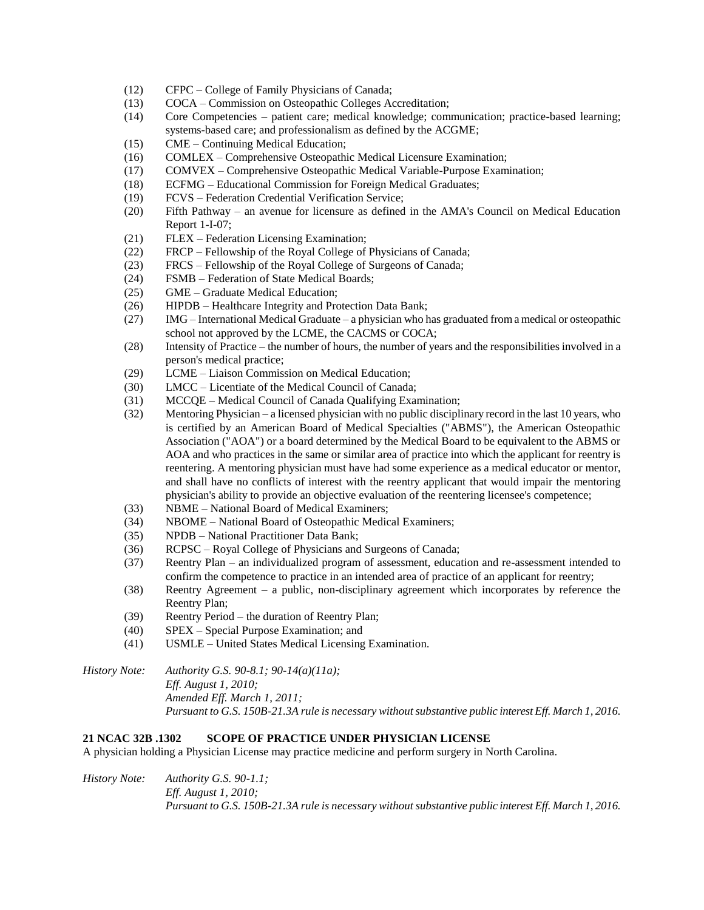(12) CFPC – College of Family Physicians of Canada;

(13) COCA – Commission on Osteopathic Colleges Accreditation;

(14) Core Competencies – patient care; medical knowledge; communication; practice-based learning; systems-based care; and professionalism as defined by the ACGME;

(15) CME – Continuing Medical Education;

(16) COMLEX – Comprehensive Osteopathic Medical Licensure Examination;

(17) COMVEX – Comprehensive Osteopathic Medical Variable-Purpose Examination;

(18) ECFMG – Educational Commission for Foreign Medical Graduates;

(19) FCVS – Federation Credential Verification Service;

(20) Fifth Pathway – an avenue for licensure as defined in the AMA's Council on Medical Education Report 1-I-07;

(21) FLEX – Federation Licensing Examination;

(22) FRCP – Fellowship of the Royal College of Physicians of Canada;

(23) FRCS – Fellowship of the Royal College of Surgeons of Canada;

(24) FSMB – Federation of State Medical Boards;

(25) GME – Graduate Medical Education;

(26) HIPDB – Healthcare Integrity and Protection Data Bank;

(27) IMG – International Medical Graduate – a physician who has graduated from a medical or osteopathic school not approved by the LCME, the CACMS or COCA;

(28) Intensity of Practice – the number of hours, the number of years and the responsibilities involved in a person's medical practice;

(29) LCME – Liaison Commission on Medical Education;

(30) LMCC – Licentiate of the Medical Council of Canada;

(31) MCCQE – Medical Council of Canada Qualifying Examination;

(32) Mentoring Physician – a licensed physician with no public disciplinary record in the last 10 years, who is certified by an American Board of Medical Specialties ("ABMS"), the American Osteopathic Association ("AOA") or a board determined by the Medical Board to be equivalent to the ABMS or AOA and who practices in the same or similar area of practice into which the applicant for reentry is reentering. A mentoring physician must have had some experience as a medical educator or mentor, and shall have no conflicts of interest with the reentry applicant that would impair the mentoring physician's ability to provide an objective evaluation of the reentering licensee's competence;

(33) NBME – National Board of Medical Examiners;

(34) NBOME – National Board of Osteopathic Medical Examiners;

(35) NPDB – National Practitioner Data Bank;

(36) RCPSC – Royal College of Physicians and Surgeons of Canada;

(37) Reentry Plan – an individualized program of assessment, education and re-assessment intended to confirm the competence to practice in an intended area of practice of an applicant for reentry;

(38) Reentry Agreement – a public, non-disciplinary agreement which incorporates by reference the Reentry Plan;

(39) Reentry Period – the duration of Reentry Plan;

(40) SPEX – Special Purpose Examination; and

(41) USMLE – United States Medical Licensing Examination.

*History Note:* *Authority G.S. 90-8.1; 90-14(a)(11a);*
*Eff. August 1, 2010;*
*Amended Eff. March 1, 2011;*
*Pursuant to G.S. 150B-21.3A rule is necessary without substantive public interest Eff. March 1, 2016.*

**21 NCAC 32B .1302 SCOPE OF PRACTICE UNDER PHYSICIAN LICENSE**

A physician holding a Physician License may practice medicine and perform surgery in North Carolina.

*History Note:* *Authority G.S. 90-1.1;*
*Eff. August 1, 2010;*
*Pursuant to G.S. 150B-21.3A rule is necessary without substantive public interest Eff. March 1, 2016.*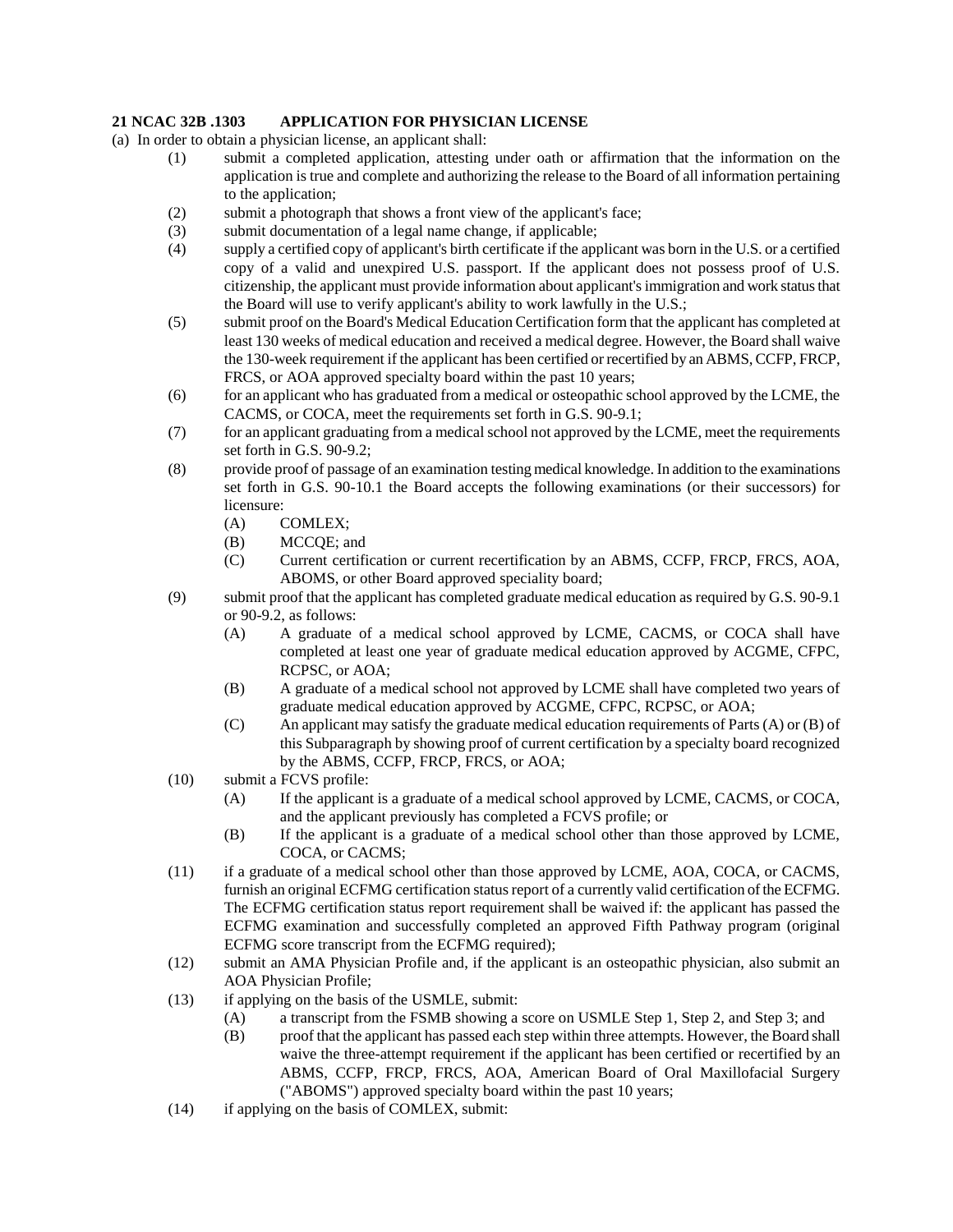**21 NCAC 32B .1303 APPLICATION FOR PHYSICIAN LICENSE**

(a) In order to obtain a physician license, an applicant shall:

- (1) submit a completed application, attesting under oath or affirmation that the information on the application is true and complete and authorizing the release to the Board of all information pertaining to the application;
- (2) submit a photograph that shows a front view of the applicant's face;
- (3) submit documentation of a legal name change, if applicable;
- (4) supply a certified copy of applicant's birth certificate if the applicant was born in the U.S. or a certified copy of a valid and unexpired U.S. passport. If the applicant does not possess proof of U.S. citizenship, the applicant must provide information about applicant's immigration and work status that the Board will use to verify applicant's ability to work lawfully in the U.S.;
- (5) submit proof on the Board's Medical Education Certification form that the applicant has completed at least 130 weeks of medical education and received a medical degree. However, the Board shall waive the 130-week requirement if the applicant has been certified or recertified by an ABMS, CCFP, FRCP, FRCS, or AOA approved specialty board within the past 10 years;
- (6) for an applicant who has graduated from a medical or osteopathic school approved by the LCME, the CACMS, or COCA, meet the requirements set forth in G.S. 90-9.1;
- (7) for an applicant graduating from a medical school not approved by the LCME, meet the requirements set forth in G.S. 90-9.2;
- (8) provide proof of passage of an examination testing medical knowledge. In addition to the examinations set forth in G.S. 90-10.1 the Board accepts the following examinations (or their successors) for licensure:
  - (A) COMLEX;
  - (B) MCCQE; and
  - (C) Current certification or current recertification by an ABMS, CCFP, FRCP, FRCS, AOA, ABOMS, or other Board approved speciality board;
- (9) submit proof that the applicant has completed graduate medical education as required by G.S. 90-9.1 or 90-9.2, as follows:
  - (A) A graduate of a medical school approved by LCME, CACMS, or COCA shall have completed at least one year of graduate medical education approved by ACGME, CFPC, RCPSC, or AOA;
  - (B) A graduate of a medical school not approved by LCME shall have completed two years of graduate medical education approved by ACGME, CFPC, RCPSC, or AOA;
  - (C) An applicant may satisfy the graduate medical education requirements of Parts (A) or (B) of this Subparagraph by showing proof of current certification by a specialty board recognized by the ABMS, CCFP, FRCP, FRCS, or AOA;
- (10) submit a FCVS profile:
  - (A) If the applicant is a graduate of a medical school approved by LCME, CACMS, or COCA, and the applicant previously has completed a FCVS profile; or
  - (B) If the applicant is a graduate of a medical school other than those approved by LCME, COCA, or CACMS;
- (11) if a graduate of a medical school other than those approved by LCME, AOA, COCA, or CACMS, furnish an original ECFMG certification status report of a currently valid certification of the ECFMG. The ECFMG certification status report requirement shall be waived if: the applicant has passed the ECFMG examination and successfully completed an approved Fifth Pathway program (original ECFMG score transcript from the ECFMG required);
- (12) submit an AMA Physician Profile and, if the applicant is an osteopathic physician, also submit an AOA Physician Profile;
- (13) if applying on the basis of the USMLE, submit:
  - (A) a transcript from the FSMB showing a score on USMLE Step 1, Step 2, and Step 3; and
  - (B) proof that the applicant has passed each step within three attempts. However, the Board shall waive the three-attempt requirement if the applicant has been certified or recertified by an ABMS, CCFP, FRCP, FRCS, AOA, American Board of Oral Maxillofacial Surgery ("ABOMS") approved specialty board within the past 10 years;
- (14) if applying on the basis of COMLEX, submit: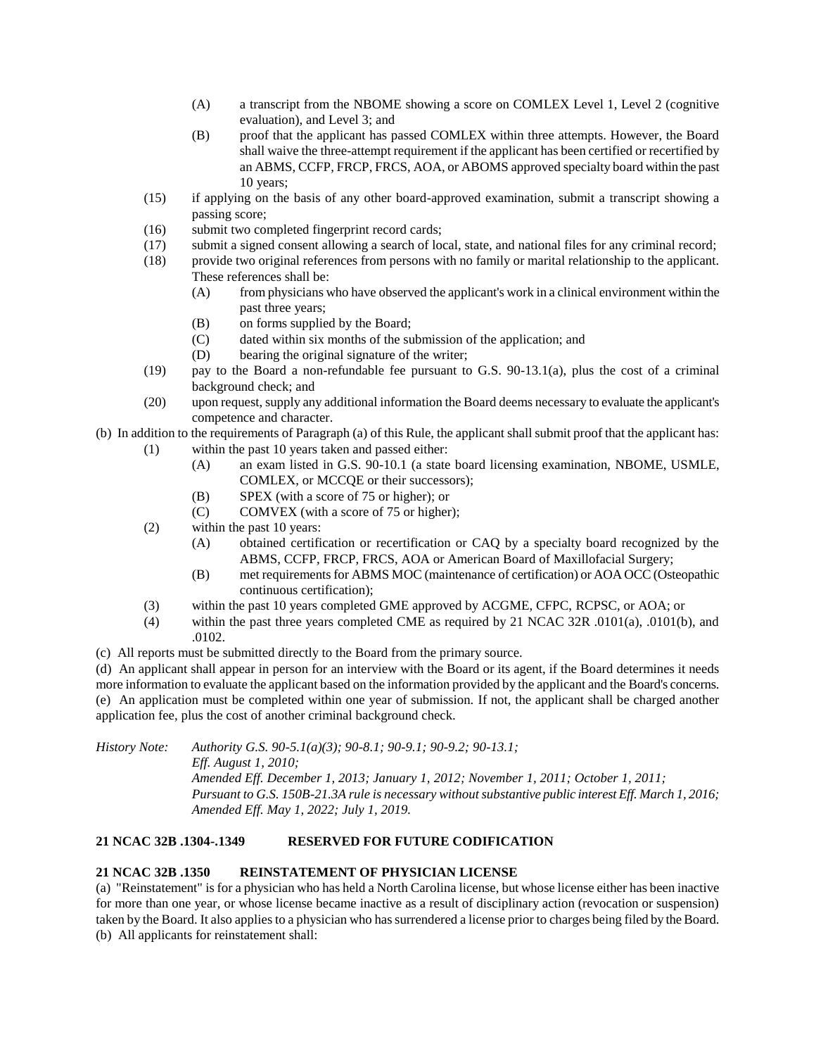(A) a transcript from the NBOME showing a score on COMLEX Level 1, Level 2 (cognitive evaluation), and Level 3; and

(B) proof that the applicant has passed COMLEX within three attempts. However, the Board shall waive the three-attempt requirement if the applicant has been certified or recertified by an ABMS, CCFP, FRCP, FRCS, AOA, or ABOMS approved specialty board within the past 10 years;

(15) if applying on the basis of any other board-approved examination, submit a transcript showing a passing score;

(16) submit two completed fingerprint record cards;

(17) submit a signed consent allowing a search of local, state, and national files for any criminal record;

(18) provide two original references from persons with no family or marital relationship to the applicant. These references shall be:

- (A) from physicians who have observed the applicant's work in a clinical environment within the past three years;
- (B) on forms supplied by the Board;
- (C) dated within six months of the submission of the application; and
- (D) bearing the original signature of the writer;

(19) pay to the Board a non-refundable fee pursuant to G.S. 90-13.1(a), plus the cost of a criminal background check; and

(20) upon request, supply any additional information the Board deems necessary to evaluate the applicant's competence and character.

(b) In addition to the requirements of Paragraph (a) of this Rule, the applicant shall submit proof that the applicant has:

(1) within the past 10 years taken and passed either:

- (A) an exam listed in G.S. 90-10.1 (a state board licensing examination, NBOME, USMLE, COMLEX, or MCCQE or their successors);
- (B) SPEX (with a score of 75 or higher); or
- (C) COMVEX (with a score of 75 or higher);

(2) within the past 10 years:

- (A) obtained certification or recertification or CAQ by a specialty board recognized by the ABMS, CCFP, FRCP, FRCS, AOA or American Board of Maxillofacial Surgery;
- (B) met requirements for ABMS MOC (maintenance of certification) or AOA OCC (Osteopathic continuous certification);

(3) within the past 10 years completed GME approved by ACGME, CFPC, RCPSC, or AOA; or

(4) within the past three years completed CME as required by 21 NCAC 32R .0101(a), .0101(b), and .0102.

(c) All reports must be submitted directly to the Board from the primary source.

(d) An applicant shall appear in person for an interview with the Board or its agent, if the Board determines it needs more information to evaluate the applicant based on the information provided by the applicant and the Board's concerns.

(e) An application must be completed within one year of submission. If not, the applicant shall be charged another application fee, plus the cost of another criminal background check.

*History Note: Authority G.S. 90-5.1(a)(3); 90-8.1; 90-9.1; 90-9.2; 90-13.1;*
*Eff. August 1, 2010;*
*Amended Eff. December 1, 2013; January 1, 2012; November 1, 2011; October 1, 2011;*
*Pursuant to G.S. 150B-21.3A rule is necessary without substantive public interest Eff. March 1, 2016;*
*Amended Eff. May 1, 2022; July 1, 2019.*

**21 NCAC 32B .1304-.1349 RESERVED FOR FUTURE CODIFICATION**

**21 NCAC 32B .1350 REINSTATEMENT OF PHYSICIAN LICENSE**

(a) "Reinstatement" is for a physician who has held a North Carolina license, but whose license either has been inactive for more than one year, or whose license became inactive as a result of disciplinary action (revocation or suspension) taken by the Board. It also applies to a physician who has surrendered a license prior to charges being filed by the Board.

(b) All applicants for reinstatement shall: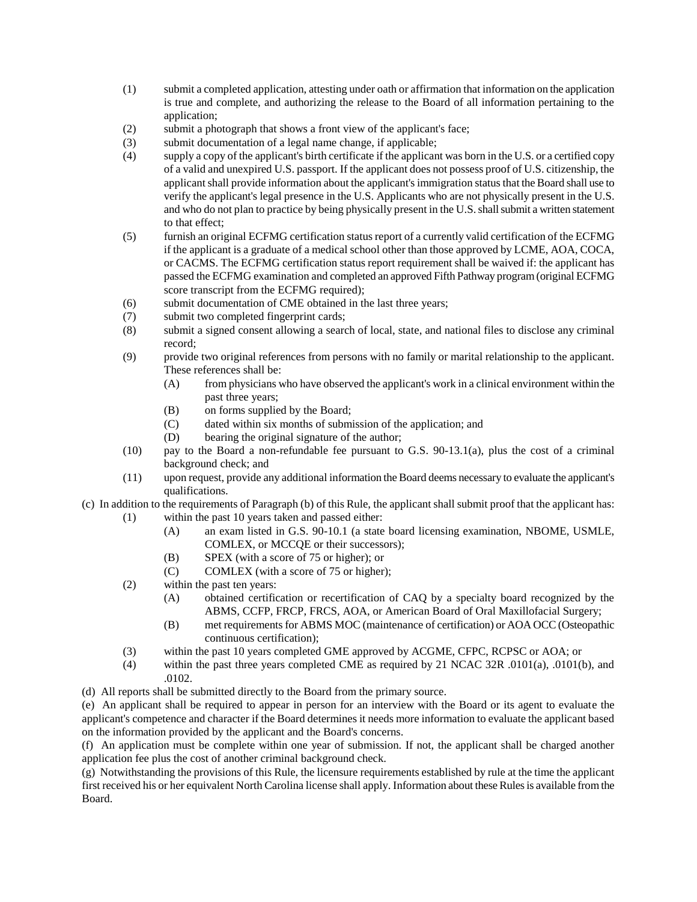(1) submit a completed application, attesting under oath or affirmation that information on the application is true and complete, and authorizing the release to the Board of all information pertaining to the application;

(2) submit a photograph that shows a front view of the applicant's face;

(3) submit documentation of a legal name change, if applicable;

(4) supply a copy of the applicant's birth certificate if the applicant was born in the U.S. or a certified copy of a valid and unexpired U.S. passport. If the applicant does not possess proof of U.S. citizenship, the applicant shall provide information about the applicant's immigration status that the Board shall use to verify the applicant's legal presence in the U.S. Applicants who are not physically present in the U.S. and who do not plan to practice by being physically present in the U.S. shall submit a written statement to that effect;

(5) furnish an original ECFMG certification status report of a currently valid certification of the ECFMG if the applicant is a graduate of a medical school other than those approved by LCME, AOA, COCA, or CACMS. The ECFMG certification status report requirement shall be waived if: the applicant has passed the ECFMG examination and completed an approved Fifth Pathway program (original ECFMG score transcript from the ECFMG required);

(6) submit documentation of CME obtained in the last three years;

(7) submit two completed fingerprint cards;

(8) submit a signed consent allowing a search of local, state, and national files to disclose any criminal record;

(9) provide two original references from persons with no family or marital relationship to the applicant. These references shall be:

  (A) from physicians who have observed the applicant's work in a clinical environment within the past three years;

  (B) on forms supplied by the Board;

  (C) dated within six months of submission of the application; and

  (D) bearing the original signature of the author;

(10) pay to the Board a non-refundable fee pursuant to G.S. 90-13.1(a), plus the cost of a criminal background check; and

(11) upon request, provide any additional information the Board deems necessary to evaluate the applicant's qualifications.

(c) In addition to the requirements of Paragraph (b) of this Rule, the applicant shall submit proof that the applicant has:

(1) within the past 10 years taken and passed either:

  (A) an exam listed in G.S. 90-10.1 (a state board licensing examination, NBOME, USMLE, COMLEX, or MCCQE or their successors);

  (B) SPEX (with a score of 75 or higher); or

  (C) COMLEX (with a score of 75 or higher);

(2) within the past ten years:

  (A) obtained certification or recertification of CAQ by a specialty board recognized by the ABMS, CCFP, FRCP, FRCS, AOA, or American Board of Oral Maxillofacial Surgery;

  (B) met requirements for ABMS MOC (maintenance of certification) or AOA OCC (Osteopathic continuous certification);

(3) within the past 10 years completed GME approved by ACGME, CFPC, RCPSC or AOA; or

(4) within the past three years completed CME as required by 21 NCAC 32R .0101(a), .0101(b), and .0102.

(d) All reports shall be submitted directly to the Board from the primary source.

(e) An applicant shall be required to appear in person for an interview with the Board or its agent to evaluate the applicant's competence and character if the Board determines it needs more information to evaluate the applicant based on the information provided by the applicant and the Board's concerns.

(f) An application must be complete within one year of submission. If not, the applicant shall be charged another application fee plus the cost of another criminal background check.

(g) Notwithstanding the provisions of this Rule, the licensure requirements established by rule at the time the applicant first received his or her equivalent North Carolina license shall apply. Information about these Rules is available from the Board.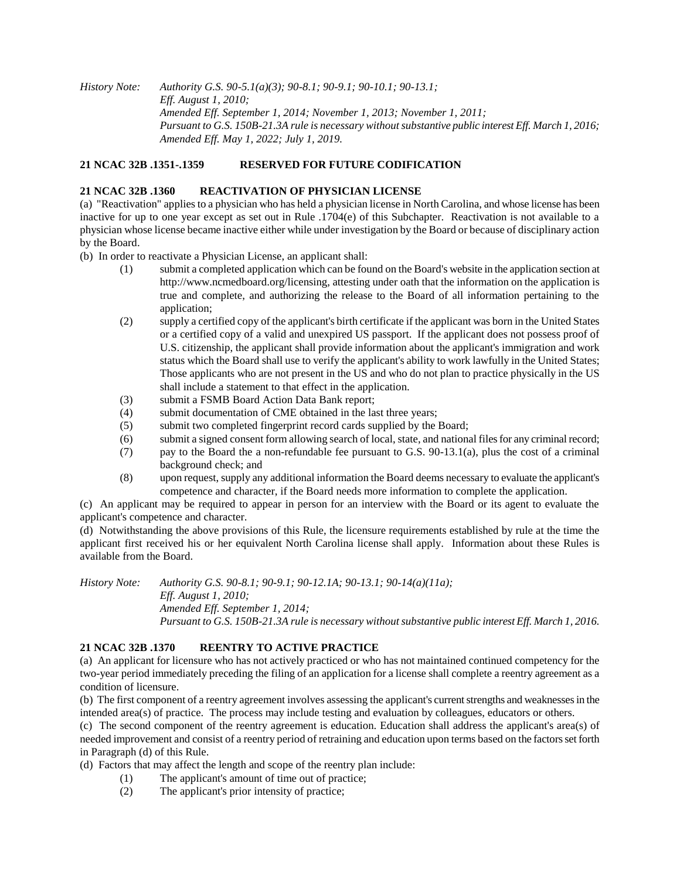*History Note: Authority G.S. 90-5.1(a)(3); 90-8.1; 90-9.1; 90-10.1; 90-13.1;*
*Eff. August 1, 2010;*
*Amended Eff. September 1, 2014; November 1, 2013; November 1, 2011;*
*Pursuant to G.S. 150B-21.3A rule is necessary without substantive public interest Eff. March 1, 2016;*
*Amended Eff. May 1, 2022; July 1, 2019.*

**21 NCAC 32B .1351-.1359 RESERVED FOR FUTURE CODIFICATION**

**21 NCAC 32B .1360 REACTIVATION OF PHYSICIAN LICENSE**

(a) "Reactivation" applies to a physician who has held a physician license in North Carolina, and whose license has been inactive for up to one year except as set out in Rule .1704(e) of this Subchapter. Reactivation is not available to a physician whose license became inactive either while under investigation by the Board or because of disciplinary action by the Board.

(b) In order to reactivate a Physician License, an applicant shall:

(1) submit a completed application which can be found on the Board's website in the application section at http://www.ncmedboard.org/licensing, attesting under oath that the information on the application is true and complete, and authorizing the release to the Board of all information pertaining to the application;

(2) supply a certified copy of the applicant's birth certificate if the applicant was born in the United States or a certified copy of a valid and unexpired US passport. If the applicant does not possess proof of U.S. citizenship, the applicant shall provide information about the applicant's immigration and work status which the Board shall use to verify the applicant's ability to work lawfully in the United States; Those applicants who are not present in the US and who do not plan to practice physically in the US shall include a statement to that effect in the application.

(3) submit a FSMB Board Action Data Bank report;

(4) submit documentation of CME obtained in the last three years;

(5) submit two completed fingerprint record cards supplied by the Board;

(6) submit a signed consent form allowing search of local, state, and national files for any criminal record;

(7) pay to the Board the a non-refundable fee pursuant to G.S. 90-13.1(a), plus the cost of a criminal background check; and

(8) upon request, supply any additional information the Board deems necessary to evaluate the applicant's competence and character, if the Board needs more information to complete the application.

(c) An applicant may be required to appear in person for an interview with the Board or its agent to evaluate the applicant's competence and character.

(d) Notwithstanding the above provisions of this Rule, the licensure requirements established by rule at the time the applicant first received his or her equivalent North Carolina license shall apply. Information about these Rules is available from the Board.

*History Note: Authority G.S. 90-8.1; 90-9.1; 90-12.1A; 90-13.1; 90-14(a)(11a);*
*Eff. August 1, 2010;*
*Amended Eff. September 1, 2014;*
*Pursuant to G.S. 150B-21.3A rule is necessary without substantive public interest Eff. March 1, 2016.*

**21 NCAC 32B .1370 REENTRY TO ACTIVE PRACTICE**

(a) An applicant for licensure who has not actively practiced or who has not maintained continued competency for the two-year period immediately preceding the filing of an application for a license shall complete a reentry agreement as a condition of licensure.

(b) The first component of a reentry agreement involves assessing the applicant's current strengths and weaknesses in the intended area(s) of practice. The process may include testing and evaluation by colleagues, educators or others.

(c) The second component of the reentry agreement is education. Education shall address the applicant's area(s) of needed improvement and consist of a reentry period of retraining and education upon terms based on the factors set forth in Paragraph (d) of this Rule.

(d) Factors that may affect the length and scope of the reentry plan include:

(1) The applicant's amount of time out of practice;

(2) The applicant's prior intensity of practice;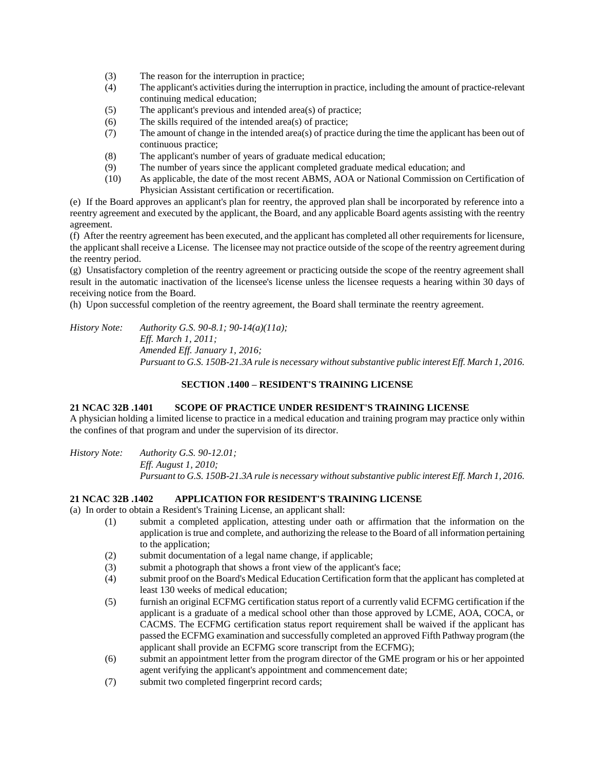(3) The reason for the interruption in practice;
(4) The applicant's activities during the interruption in practice, including the amount of practice-relevant continuing medical education;
(5) The applicant's previous and intended area(s) of practice;
(6) The skills required of the intended area(s) of practice;
(7) The amount of change in the intended area(s) of practice during the time the applicant has been out of continuous practice;
(8) The applicant's number of years of graduate medical education;
(9) The number of years since the applicant completed graduate medical education; and
(10) As applicable, the date of the most recent ABMS, AOA or National Commission on Certification of Physician Assistant certification or recertification.

(e) If the Board approves an applicant's plan for reentry, the approved plan shall be incorporated by reference into a reentry agreement and executed by the applicant, the Board, and any applicable Board agents assisting with the reentry agreement.

(f) After the reentry agreement has been executed, and the applicant has completed all other requirements for licensure, the applicant shall receive a License. The licensee may not practice outside of the scope of the reentry agreement during the reentry period.

(g) Unsatisfactory completion of the reentry agreement or practicing outside the scope of the reentry agreement shall result in the automatic inactivation of the licensee's license unless the licensee requests a hearing within 30 days of receiving notice from the Board.

(h) Upon successful completion of the reentry agreement, the Board shall terminate the reentry agreement.

*History Note: Authority G.S. 90-8.1; 90-14(a)(11a);*
*Eff. March 1, 2011;*
*Amended Eff. January 1, 2016;*
*Pursuant to G.S. 150B-21.3A rule is necessary without substantive public interest Eff. March 1, 2016.*

## SECTION .1400 – RESIDENT'S TRAINING LICENSE

### 21 NCAC 32B .1401 SCOPE OF PRACTICE UNDER RESIDENT'S TRAINING LICENSE

A physician holding a limited license to practice in a medical education and training program may practice only within the confines of that program and under the supervision of its director.

*History Note: Authority G.S. 90-12.01;*
*Eff. August 1, 2010;*
*Pursuant to G.S. 150B-21.3A rule is necessary without substantive public interest Eff. March 1, 2016.*

### 21 NCAC 32B .1402 APPLICATION FOR RESIDENT'S TRAINING LICENSE

(a) In order to obtain a Resident's Training License, an applicant shall:

(1) submit a completed application, attesting under oath or affirmation that the information on the application is true and complete, and authorizing the release to the Board of all information pertaining to the application;
(2) submit documentation of a legal name change, if applicable;
(3) submit a photograph that shows a front view of the applicant's face;
(4) submit proof on the Board's Medical Education Certification form that the applicant has completed at least 130 weeks of medical education;
(5) furnish an original ECFMG certification status report of a currently valid ECFMG certification if the applicant is a graduate of a medical school other than those approved by LCME, AOA, COCA, or CACMS. The ECFMG certification status report requirement shall be waived if the applicant has passed the ECFMG examination and successfully completed an approved Fifth Pathway program (the applicant shall provide an ECFMG score transcript from the ECFMG);
(6) submit an appointment letter from the program director of the GME program or his or her appointed agent verifying the applicant's appointment and commencement date;
(7) submit two completed fingerprint record cards;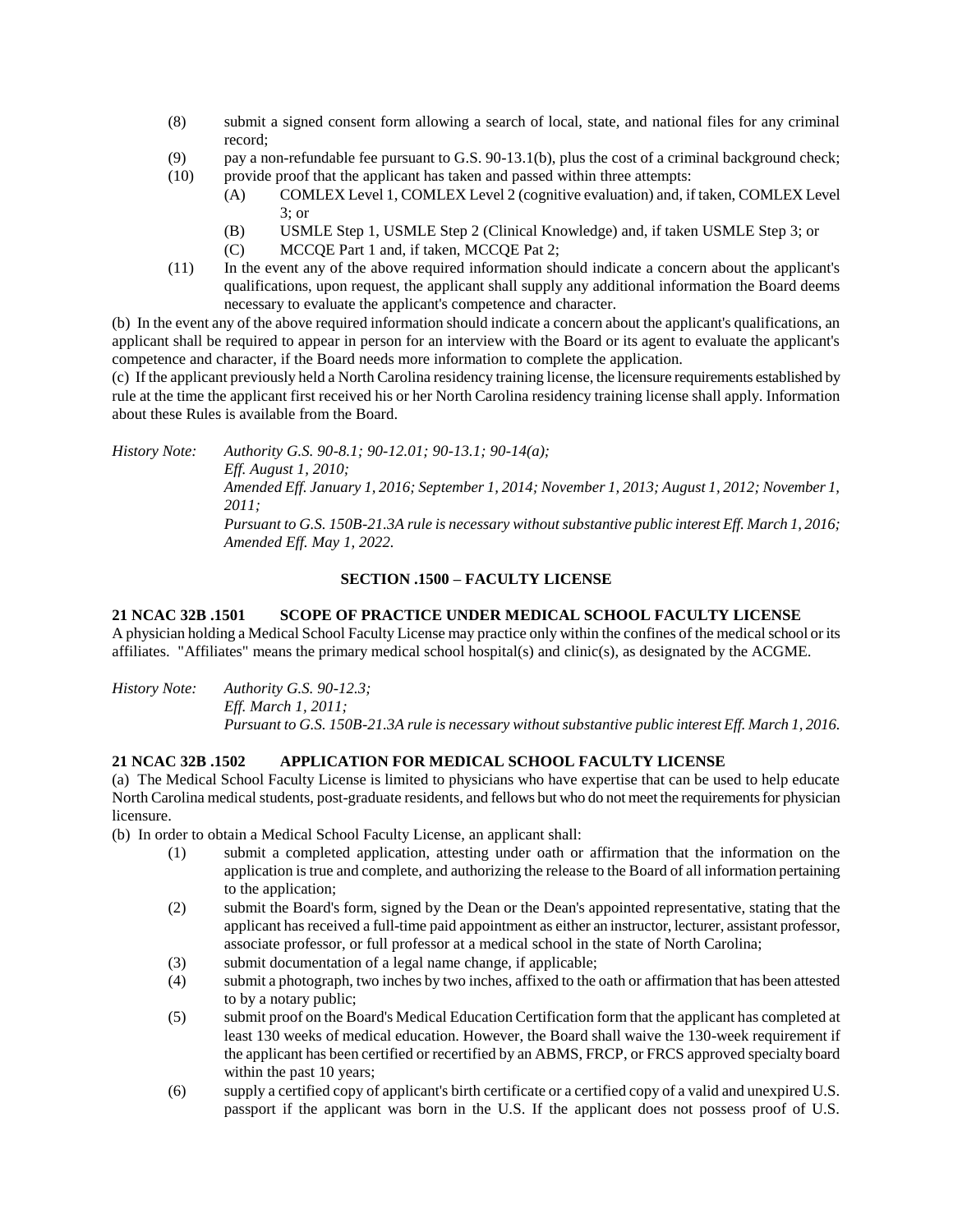(8) submit a signed consent form allowing a search of local, state, and national files for any criminal record;

(9) pay a non-refundable fee pursuant to G.S. 90-13.1(b), plus the cost of a criminal background check;

(10) provide proof that the applicant has taken and passed within three attempts:

   (A) COMLEX Level 1, COMLEX Level 2 (cognitive evaluation) and, if taken, COMLEX Level 3; or

   (B) USMLE Step 1, USMLE Step 2 (Clinical Knowledge) and, if taken USMLE Step 3; or

   (C) MCCQE Part 1 and, if taken, MCCQE Pat 2;

(11) In the event any of the above required information should indicate a concern about the applicant's qualifications, upon request, the applicant shall supply any additional information the Board deems necessary to evaluate the applicant's competence and character.

(b) In the event any of the above required information should indicate a concern about the applicant's qualifications, an applicant shall be required to appear in person for an interview with the Board or its agent to evaluate the applicant's competence and character, if the Board needs more information to complete the application.

(c) If the applicant previously held a North Carolina residency training license, the licensure requirements established by rule at the time the applicant first received his or her North Carolina residency training license shall apply. Information about these Rules is available from the Board.

*History Note: Authority G.S. 90-8.1; 90-12.01; 90-13.1; 90-14(a);*
*Eff. August 1, 2010;*
*Amended Eff. January 1, 2016; September 1, 2014; November 1, 2013; August 1, 2012; November 1, 2011;*
*Pursuant to G.S. 150B-21.3A rule is necessary without substantive public interest Eff. March 1, 2016;*
*Amended Eff. May 1, 2022.*

## SECTION .1500 – FACULTY LICENSE

### 21 NCAC 32B .1501 SCOPE OF PRACTICE UNDER MEDICAL SCHOOL FACULTY LICENSE

A physician holding a Medical School Faculty License may practice only within the confines of the medical school or its affiliates. "Affiliates" means the primary medical school hospital(s) and clinic(s), as designated by the ACGME.

*History Note: Authority G.S. 90-12.3;*
*Eff. March 1, 2011;*
*Pursuant to G.S. 150B-21.3A rule is necessary without substantive public interest Eff. March 1, 2016.*

### 21 NCAC 32B .1502 APPLICATION FOR MEDICAL SCHOOL FACULTY LICENSE

(a) The Medical School Faculty License is limited to physicians who have expertise that can be used to help educate North Carolina medical students, post-graduate residents, and fellows but who do not meet the requirements for physician licensure.

(b) In order to obtain a Medical School Faculty License, an applicant shall:

(1) submit a completed application, attesting under oath or affirmation that the information on the application is true and complete, and authorizing the release to the Board of all information pertaining to the application;

(2) submit the Board's form, signed by the Dean or the Dean's appointed representative, stating that the applicant has received a full-time paid appointment as either an instructor, lecturer, assistant professor, associate professor, or full professor at a medical school in the state of North Carolina;

(3) submit documentation of a legal name change, if applicable;

(4) submit a photograph, two inches by two inches, affixed to the oath or affirmation that has been attested to by a notary public;

(5) submit proof on the Board's Medical Education Certification form that the applicant has completed at least 130 weeks of medical education. However, the Board shall waive the 130-week requirement if the applicant has been certified or recertified by an ABMS, FRCP, or FRCS approved specialty board within the past 10 years;

(6) supply a certified copy of applicant's birth certificate or a certified copy of a valid and unexpired U.S. passport if the applicant was born in the U.S. If the applicant does not possess proof of U.S.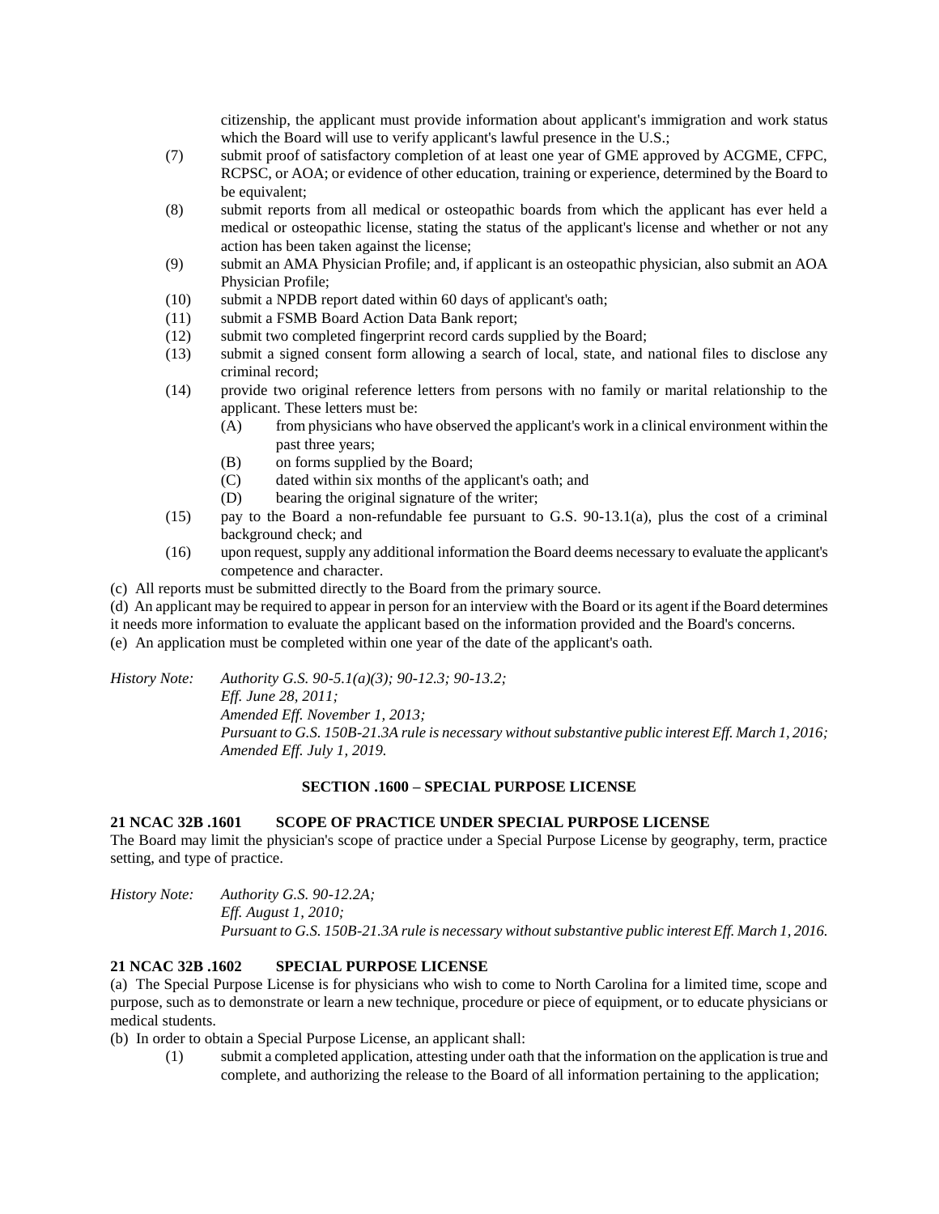citizenship, the applicant must provide information about applicant's immigration and work status which the Board will use to verify applicant's lawful presence in the U.S.;

(7) submit proof of satisfactory completion of at least one year of GME approved by ACGME, CFPC, RCPSC, or AOA; or evidence of other education, training or experience, determined by the Board to be equivalent;

(8) submit reports from all medical or osteopathic boards from which the applicant has ever held a medical or osteopathic license, stating the status of the applicant's license and whether or not any action has been taken against the license;

(9) submit an AMA Physician Profile; and, if applicant is an osteopathic physician, also submit an AOA Physician Profile;

(10) submit a NPDB report dated within 60 days of applicant's oath;

(11) submit a FSMB Board Action Data Bank report;

(12) submit two completed fingerprint record cards supplied by the Board;

(13) submit a signed consent form allowing a search of local, state, and national files to disclose any criminal record;

(14) provide two original reference letters from persons with no family or marital relationship to the applicant. These letters must be:

 (A) from physicians who have observed the applicant's work in a clinical environment within the past three years;

 (B) on forms supplied by the Board;

 (C) dated within six months of the applicant's oath; and

 (D) bearing the original signature of the writer;

(15) pay to the Board a non-refundable fee pursuant to G.S. 90-13.1(a), plus the cost of a criminal background check; and

(16) upon request, supply any additional information the Board deems necessary to evaluate the applicant's competence and character.

(c) All reports must be submitted directly to the Board from the primary source.

(d) An applicant may be required to appear in person for an interview with the Board or its agent if the Board determines it needs more information to evaluate the applicant based on the information provided and the Board's concerns.

(e) An application must be completed within one year of the date of the applicant's oath.

*History Note: Authority G.S. 90-5.1(a)(3); 90-12.3; 90-13.2;*
*Eff. June 28, 2011;*
*Amended Eff. November 1, 2013;*
*Pursuant to G.S. 150B-21.3A rule is necessary without substantive public interest Eff. March 1, 2016;*
*Amended Eff. July 1, 2019.*

## SECTION .1600 – SPECIAL PURPOSE LICENSE

### 21 NCAC 32B .1601 SCOPE OF PRACTICE UNDER SPECIAL PURPOSE LICENSE

The Board may limit the physician's scope of practice under a Special Purpose License by geography, term, practice setting, and type of practice.

*History Note: Authority G.S. 90-12.2A;*
*Eff. August 1, 2010;*
*Pursuant to G.S. 150B-21.3A rule is necessary without substantive public interest Eff. March 1, 2016.*

### 21 NCAC 32B .1602 SPECIAL PURPOSE LICENSE

(a) The Special Purpose License is for physicians who wish to come to North Carolina for a limited time, scope and purpose, such as to demonstrate or learn a new technique, procedure or piece of equipment, or to educate physicians or medical students.

(b) In order to obtain a Special Purpose License, an applicant shall:

(1) submit a completed application, attesting under oath that the information on the application is true and complete, and authorizing the release to the Board of all information pertaining to the application;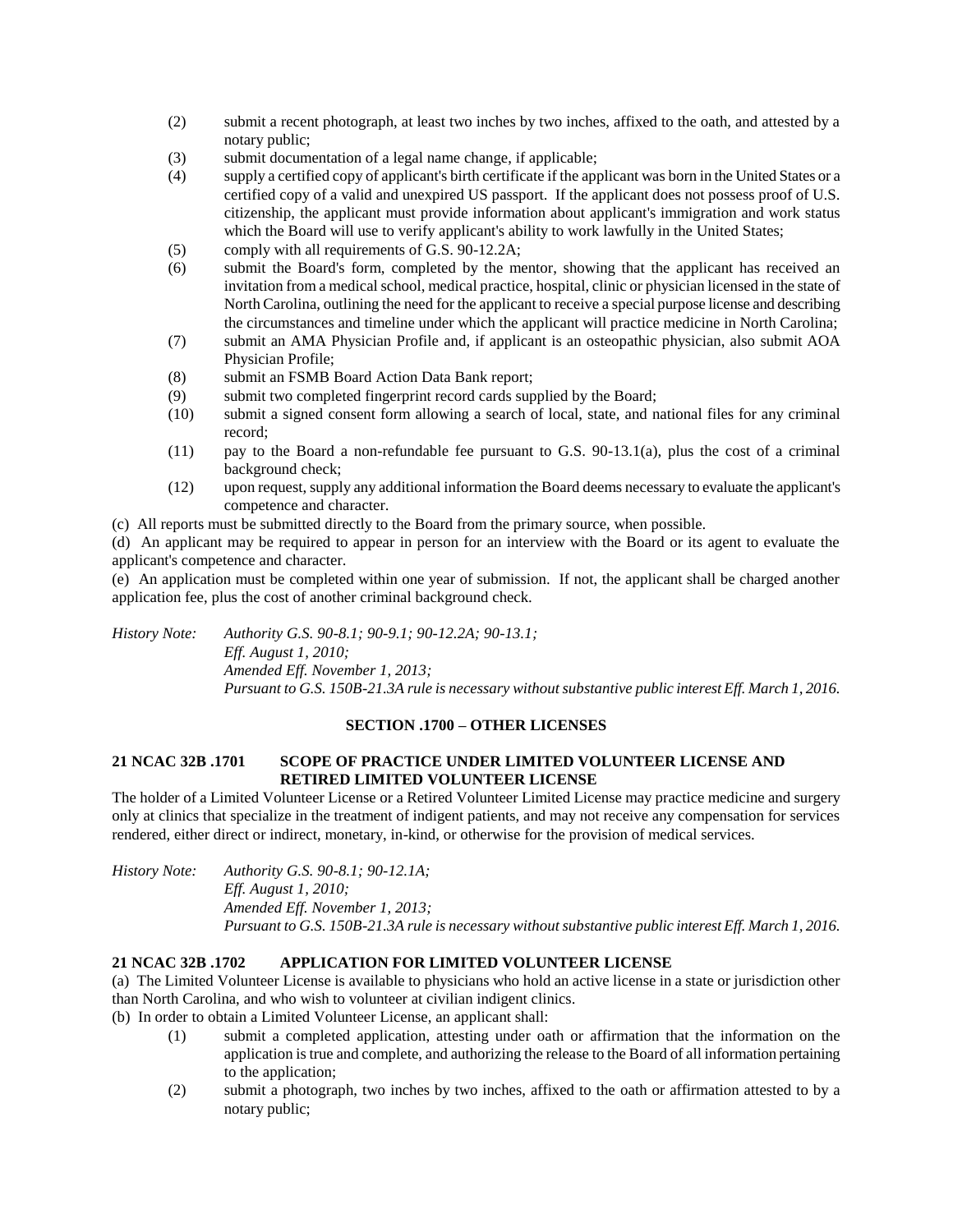(2) submit a recent photograph, at least two inches by two inches, affixed to the oath, and attested by a notary public;

(3) submit documentation of a legal name change, if applicable;

(4) supply a certified copy of applicant's birth certificate if the applicant was born in the United States or a certified copy of a valid and unexpired US passport. If the applicant does not possess proof of U.S. citizenship, the applicant must provide information about applicant's immigration and work status which the Board will use to verify applicant's ability to work lawfully in the United States;

(5) comply with all requirements of G.S. 90-12.2A;

(6) submit the Board's form, completed by the mentor, showing that the applicant has received an invitation from a medical school, medical practice, hospital, clinic or physician licensed in the state of North Carolina, outlining the need for the applicant to receive a special purpose license and describing the circumstances and timeline under which the applicant will practice medicine in North Carolina;

(7) submit an AMA Physician Profile and, if applicant is an osteopathic physician, also submit AOA Physician Profile;

(8) submit an FSMB Board Action Data Bank report;

(9) submit two completed fingerprint record cards supplied by the Board;

(10) submit a signed consent form allowing a search of local, state, and national files for any criminal record;

(11) pay to the Board a non-refundable fee pursuant to G.S. 90-13.1(a), plus the cost of a criminal background check;

(12) upon request, supply any additional information the Board deems necessary to evaluate the applicant's competence and character.

(c) All reports must be submitted directly to the Board from the primary source, when possible.

(d) An applicant may be required to appear in person for an interview with the Board or its agent to evaluate the applicant's competence and character.

(e) An application must be completed within one year of submission. If not, the applicant shall be charged another application fee, plus the cost of another criminal background check.

*History Note: Authority G.S. 90-8.1; 90-9.1; 90-12.2A; 90-13.1;*
*Eff. August 1, 2010;*
*Amended Eff. November 1, 2013;*
*Pursuant to G.S. 150B-21.3A rule is necessary without substantive public interest Eff. March 1, 2016.*

## SECTION .1700 – OTHER LICENSES

### 21 NCAC 32B .1701 SCOPE OF PRACTICE UNDER LIMITED VOLUNTEER LICENSE AND RETIRED LIMITED VOLUNTEER LICENSE

The holder of a Limited Volunteer License or a Retired Volunteer Limited License may practice medicine and surgery only at clinics that specialize in the treatment of indigent patients, and may not receive any compensation for services rendered, either direct or indirect, monetary, in-kind, or otherwise for the provision of medical services.

*History Note: Authority G.S. 90-8.1; 90-12.1A;*
*Eff. August 1, 2010;*
*Amended Eff. November 1, 2013;*
*Pursuant to G.S. 150B-21.3A rule is necessary without substantive public interest Eff. March 1, 2016.*

### 21 NCAC 32B .1702 APPLICATION FOR LIMITED VOLUNTEER LICENSE

(a) The Limited Volunteer License is available to physicians who hold an active license in a state or jurisdiction other than North Carolina, and who wish to volunteer at civilian indigent clinics.

(b) In order to obtain a Limited Volunteer License, an applicant shall:

(1) submit a completed application, attesting under oath or affirmation that the information on the application is true and complete, and authorizing the release to the Board of all information pertaining to the application;

(2) submit a photograph, two inches by two inches, affixed to the oath or affirmation attested to by a notary public;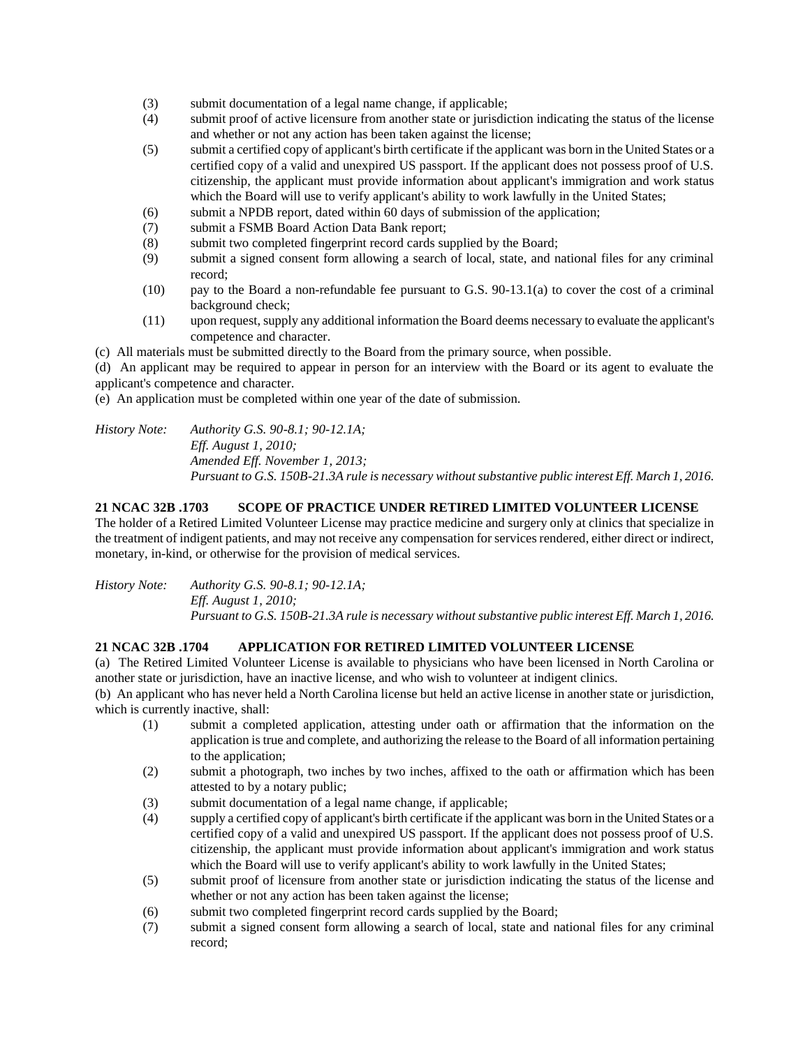(3) submit documentation of a legal name change, if applicable;

(4) submit proof of active licensure from another state or jurisdiction indicating the status of the license and whether or not any action has been taken against the license;

(5) submit a certified copy of applicant's birth certificate if the applicant was born in the United States or a certified copy of a valid and unexpired US passport. If the applicant does not possess proof of U.S. citizenship, the applicant must provide information about applicant's immigration and work status which the Board will use to verify applicant's ability to work lawfully in the United States;

(6) submit a NPDB report, dated within 60 days of submission of the application;

(7) submit a FSMB Board Action Data Bank report;

(8) submit two completed fingerprint record cards supplied by the Board;

(9) submit a signed consent form allowing a search of local, state, and national files for any criminal record;

(10) pay to the Board a non-refundable fee pursuant to G.S. 90-13.1(a) to cover the cost of a criminal background check;

(11) upon request, supply any additional information the Board deems necessary to evaluate the applicant's competence and character.

(c) All materials must be submitted directly to the Board from the primary source, when possible.

(d) An applicant may be required to appear in person for an interview with the Board or its agent to evaluate the applicant's competence and character.

(e) An application must be completed within one year of the date of submission.

*History Note: Authority G.S. 90-8.1; 90-12.1A;*
*Eff. August 1, 2010;*
*Amended Eff. November 1, 2013;*
*Pursuant to G.S. 150B-21.3A rule is necessary without substantive public interest Eff. March 1, 2016.*

**21 NCAC 32B .1703 SCOPE OF PRACTICE UNDER RETIRED LIMITED VOLUNTEER LICENSE**

The holder of a Retired Limited Volunteer License may practice medicine and surgery only at clinics that specialize in the treatment of indigent patients, and may not receive any compensation for services rendered, either direct or indirect, monetary, in-kind, or otherwise for the provision of medical services.

*History Note: Authority G.S. 90-8.1; 90-12.1A;*
*Eff. August 1, 2010;*
*Pursuant to G.S. 150B-21.3A rule is necessary without substantive public interest Eff. March 1, 2016.*

**21 NCAC 32B .1704 APPLICATION FOR RETIRED LIMITED VOLUNTEER LICENSE**

(a) The Retired Limited Volunteer License is available to physicians who have been licensed in North Carolina or another state or jurisdiction, have an inactive license, and who wish to volunteer at indigent clinics.

(b) An applicant who has never held a North Carolina license but held an active license in another state or jurisdiction, which is currently inactive, shall:

(1) submit a completed application, attesting under oath or affirmation that the information on the application is true and complete, and authorizing the release to the Board of all information pertaining to the application;

(2) submit a photograph, two inches by two inches, affixed to the oath or affirmation which has been attested to by a notary public;

(3) submit documentation of a legal name change, if applicable;

(4) supply a certified copy of applicant's birth certificate if the applicant was born in the United States or a certified copy of a valid and unexpired US passport. If the applicant does not possess proof of U.S. citizenship, the applicant must provide information about applicant's immigration and work status which the Board will use to verify applicant's ability to work lawfully in the United States;

(5) submit proof of licensure from another state or jurisdiction indicating the status of the license and whether or not any action has been taken against the license;

(6) submit two completed fingerprint record cards supplied by the Board;

(7) submit a signed consent form allowing a search of local, state and national files for any criminal record;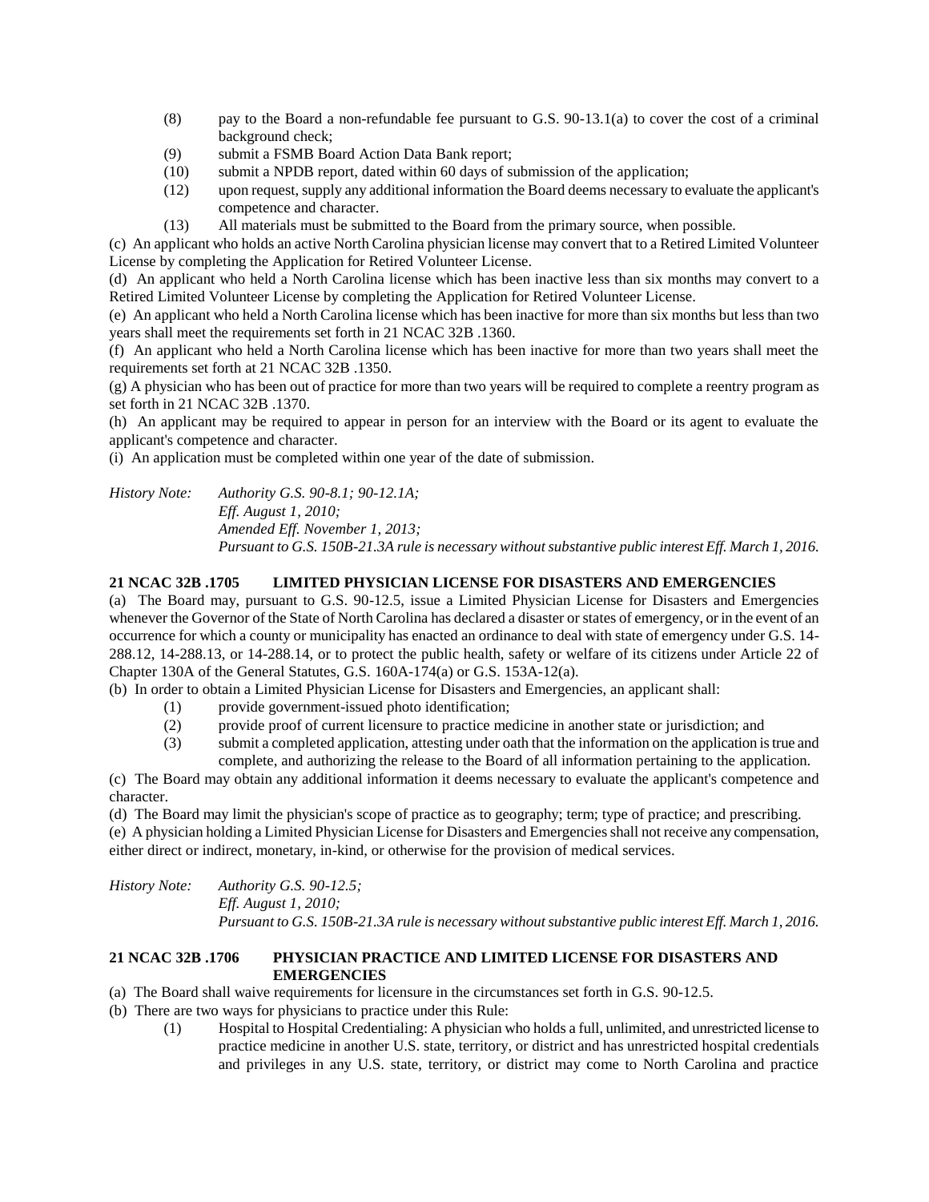(8) pay to the Board a non-refundable fee pursuant to G.S. 90-13.1(a) to cover the cost of a criminal background check;

(9) submit a FSMB Board Action Data Bank report;

(10) submit a NPDB report, dated within 60 days of submission of the application;

(12) upon request, supply any additional information the Board deems necessary to evaluate the applicant's competence and character.

(13) All materials must be submitted to the Board from the primary source, when possible.

(c) An applicant who holds an active North Carolina physician license may convert that to a Retired Limited Volunteer License by completing the Application for Retired Volunteer License.

(d) An applicant who held a North Carolina license which has been inactive less than six months may convert to a Retired Limited Volunteer License by completing the Application for Retired Volunteer License.

(e) An applicant who held a North Carolina license which has been inactive for more than six months but less than two years shall meet the requirements set forth in 21 NCAC 32B .1360.

(f) An applicant who held a North Carolina license which has been inactive for more than two years shall meet the requirements set forth at 21 NCAC 32B .1350.

(g) A physician who has been out of practice for more than two years will be required to complete a reentry program as set forth in 21 NCAC 32B .1370.

(h) An applicant may be required to appear in person for an interview with the Board or its agent to evaluate the applicant's competence and character.

(i) An application must be completed within one year of the date of submission.

*History Note: Authority G.S. 90-8.1; 90-12.1A;*
*Eff. August 1, 2010;*
*Amended Eff. November 1, 2013;*
*Pursuant to G.S. 150B-21.3A rule is necessary without substantive public interest Eff. March 1, 2016.*

**21 NCAC 32B .1705 LIMITED PHYSICIAN LICENSE FOR DISASTERS AND EMERGENCIES**

(a) The Board may, pursuant to G.S. 90-12.5, issue a Limited Physician License for Disasters and Emergencies whenever the Governor of the State of North Carolina has declared a disaster or states of emergency, or in the event of an occurrence for which a county or municipality has enacted an ordinance to deal with state of emergency under G.S. 14-288.12, 14-288.13, or 14-288.14, or to protect the public health, safety or welfare of its citizens under Article 22 of Chapter 130A of the General Statutes, G.S. 160A-174(a) or G.S. 153A-12(a).

(b) In order to obtain a Limited Physician License for Disasters and Emergencies, an applicant shall:

(1) provide government-issued photo identification;

(2) provide proof of current licensure to practice medicine in another state or jurisdiction; and

(3) submit a completed application, attesting under oath that the information on the application is true and complete, and authorizing the release to the Board of all information pertaining to the application.

(c) The Board may obtain any additional information it deems necessary to evaluate the applicant's competence and character.

(d) The Board may limit the physician's scope of practice as to geography; term; type of practice; and prescribing.

(e) A physician holding a Limited Physician License for Disasters and Emergencies shall not receive any compensation, either direct or indirect, monetary, in-kind, or otherwise for the provision of medical services.

*History Note: Authority G.S. 90-12.5;*
*Eff. August 1, 2010;*
*Pursuant to G.S. 150B-21.3A rule is necessary without substantive public interest Eff. March 1, 2016.*

**21 NCAC 32B .1706 PHYSICIAN PRACTICE AND LIMITED LICENSE FOR DISASTERS AND EMERGENCIES**

(a) The Board shall waive requirements for licensure in the circumstances set forth in G.S. 90-12.5.

(b) There are two ways for physicians to practice under this Rule:

(1) Hospital to Hospital Credentialing: A physician who holds a full, unlimited, and unrestricted license to practice medicine in another U.S. state, territory, or district and has unrestricted hospital credentials and privileges in any U.S. state, territory, or district may come to North Carolina and practice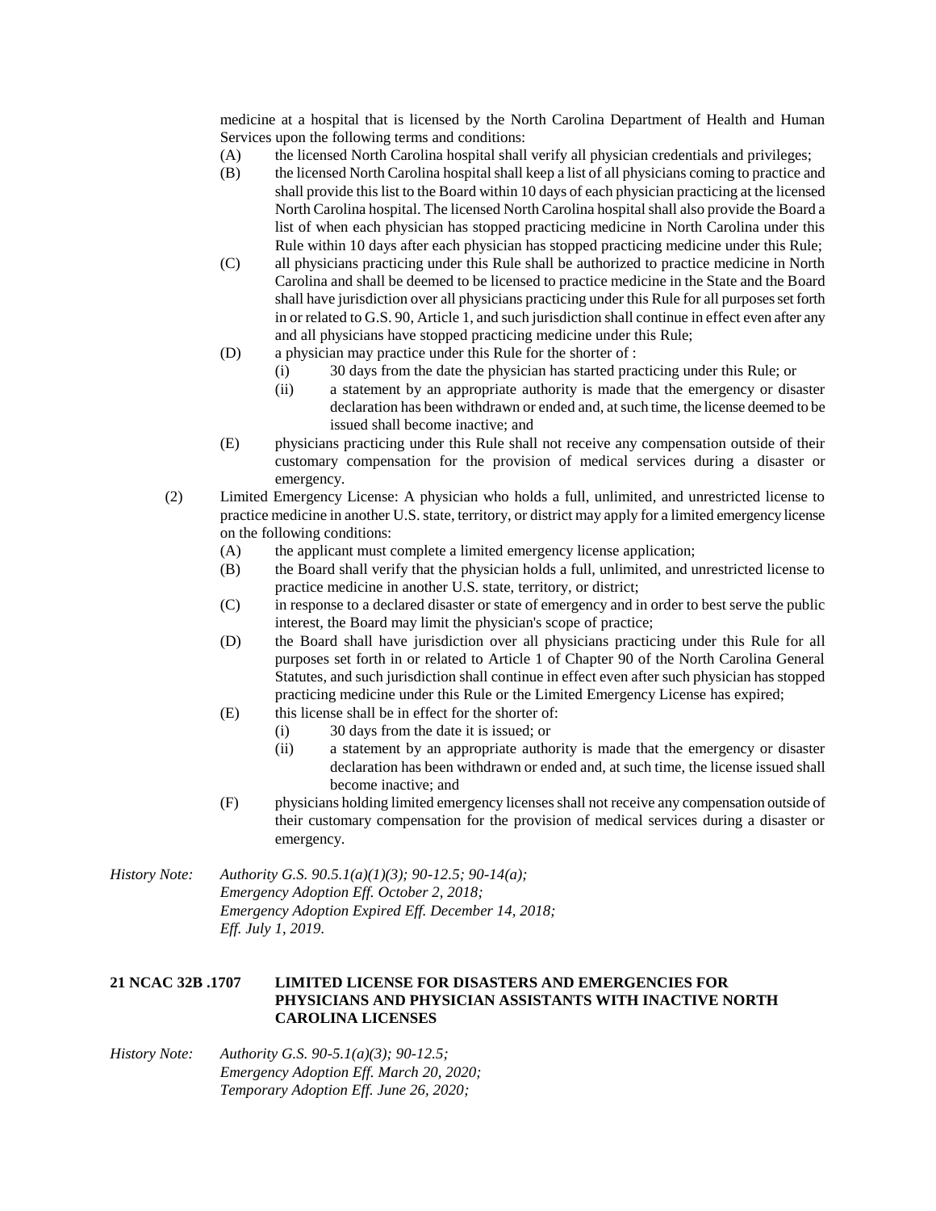medicine at a hospital that is licensed by the North Carolina Department of Health and Human Services upon the following terms and conditions:

(A) the licensed North Carolina hospital shall verify all physician credentials and privileges;

(B) the licensed North Carolina hospital shall keep a list of all physicians coming to practice and shall provide this list to the Board within 10 days of each physician practicing at the licensed North Carolina hospital. The licensed North Carolina hospital shall also provide the Board a list of when each physician has stopped practicing medicine in North Carolina under this Rule within 10 days after each physician has stopped practicing medicine under this Rule;

(C) all physicians practicing under this Rule shall be authorized to practice medicine in North Carolina and shall be deemed to be licensed to practice medicine in the State and the Board shall have jurisdiction over all physicians practicing under this Rule for all purposes set forth in or related to G.S. 90, Article 1, and such jurisdiction shall continue in effect even after any and all physicians have stopped practicing medicine under this Rule;

(D) a physician may practice under this Rule for the shorter of :

(i) 30 days from the date the physician has started practicing under this Rule; or

(ii) a statement by an appropriate authority is made that the emergency or disaster declaration has been withdrawn or ended and, at such time, the license deemed to be issued shall become inactive; and

(E) physicians practicing under this Rule shall not receive any compensation outside of their customary compensation for the provision of medical services during a disaster or emergency.

(2) Limited Emergency License: A physician who holds a full, unlimited, and unrestricted license to practice medicine in another U.S. state, territory, or district may apply for a limited emergency license on the following conditions:

(A) the applicant must complete a limited emergency license application;

(B) the Board shall verify that the physician holds a full, unlimited, and unrestricted license to practice medicine in another U.S. state, territory, or district;

(C) in response to a declared disaster or state of emergency and in order to best serve the public interest, the Board may limit the physician's scope of practice;

(D) the Board shall have jurisdiction over all physicians practicing under this Rule for all purposes set forth in or related to Article 1 of Chapter 90 of the North Carolina General Statutes, and such jurisdiction shall continue in effect even after such physician has stopped practicing medicine under this Rule or the Limited Emergency License has expired;

(E) this license shall be in effect for the shorter of:

(i) 30 days from the date it is issued; or

(ii) a statement by an appropriate authority is made that the emergency or disaster declaration has been withdrawn or ended and, at such time, the license issued shall become inactive; and

(F) physicians holding limited emergency licenses shall not receive any compensation outside of their customary compensation for the provision of medical services during a disaster or emergency.

*History Note: Authority G.S. 90.5.1(a)(1)(3); 90-12.5; 90-14(a);*
*Emergency Adoption Eff. October 2, 2018;*
*Emergency Adoption Expired Eff. December 14, 2018;*
*Eff. July 1, 2019.*

**21 NCAC 32B .1707 LIMITED LICENSE FOR DISASTERS AND EMERGENCIES FOR PHYSICIANS AND PHYSICIAN ASSISTANTS WITH INACTIVE NORTH CAROLINA LICENSES**

*History Note: Authority G.S. 90-5.1(a)(3); 90-12.5;*
*Emergency Adoption Eff. March 20, 2020;*
*Temporary Adoption Eff. June 26, 2020;*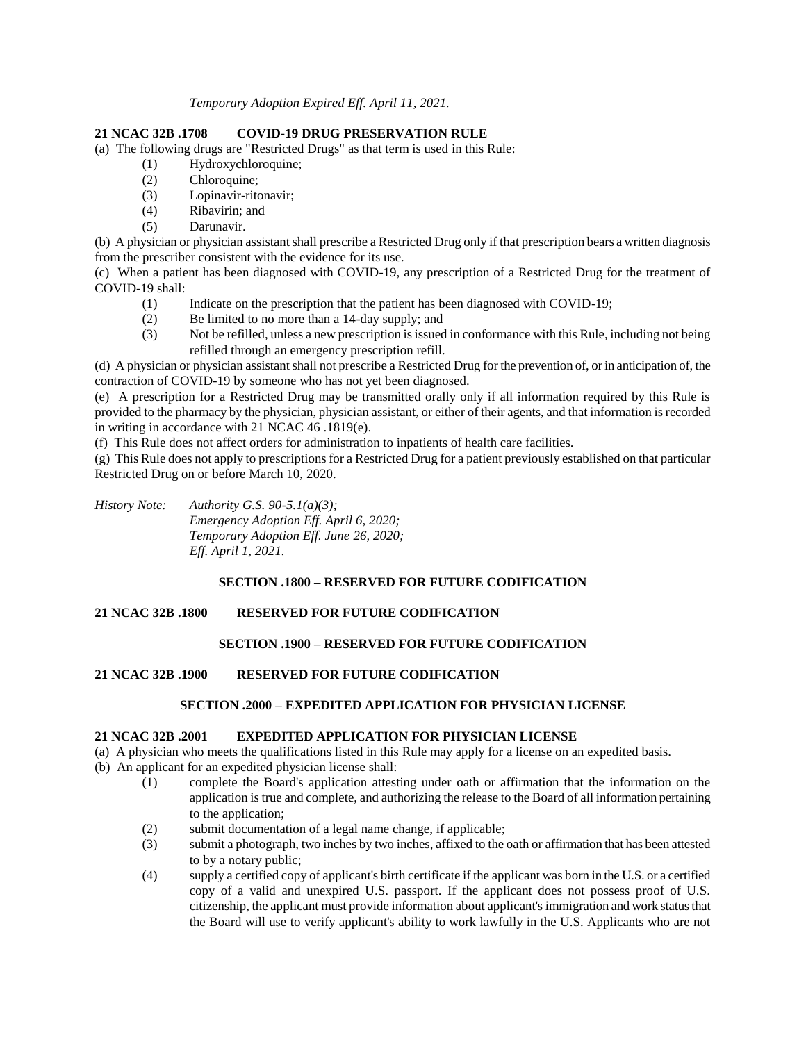*Temporary Adoption Expired Eff. April 11, 2021.*

**21 NCAC 32B .1708 COVID-19 DRUG PRESERVATION RULE**

(a) The following drugs are "Restricted Drugs" as that term is used in this Rule:

(1) Hydroxychloroquine;
(2) Chloroquine;
(3) Lopinavir-ritonavir;
(4) Ribavirin; and
(5) Darunavir.

(b) A physician or physician assistant shall prescribe a Restricted Drug only if that prescription bears a written diagnosis from the prescriber consistent with the evidence for its use.

(c) When a patient has been diagnosed with COVID-19, any prescription of a Restricted Drug for the treatment of COVID-19 shall:

(1) Indicate on the prescription that the patient has been diagnosed with COVID-19;
(2) Be limited to no more than a 14-day supply; and
(3) Not be refilled, unless a new prescription is issued in conformance with this Rule, including not being refilled through an emergency prescription refill.

(d) A physician or physician assistant shall not prescribe a Restricted Drug for the prevention of, or in anticipation of, the contraction of COVID-19 by someone who has not yet been diagnosed.

(e) A prescription for a Restricted Drug may be transmitted orally only if all information required by this Rule is provided to the pharmacy by the physician, physician assistant, or either of their agents, and that information is recorded in writing in accordance with 21 NCAC 46 .1819(e).

(f) This Rule does not affect orders for administration to inpatients of health care facilities.

(g) This Rule does not apply to prescriptions for a Restricted Drug for a patient previously established on that particular Restricted Drug on or before March 10, 2020.

*History Note: Authority G.S. 90-5.1(a)(3);*
*Emergency Adoption Eff. April 6, 2020;*
*Temporary Adoption Eff. June 26, 2020;*
*Eff. April 1, 2021.*

**SECTION .1800 – RESERVED FOR FUTURE CODIFICATION**

**21 NCAC 32B .1800 RESERVED FOR FUTURE CODIFICATION**

**SECTION .1900 – RESERVED FOR FUTURE CODIFICATION**

**21 NCAC 32B .1900 RESERVED FOR FUTURE CODIFICATION**

**SECTION .2000 – EXPEDITED APPLICATION FOR PHYSICIAN LICENSE**

**21 NCAC 32B .2001 EXPEDITED APPLICATION FOR PHYSICIAN LICENSE**

(a) A physician who meets the qualifications listed in this Rule may apply for a license on an expedited basis.

(b) An applicant for an expedited physician license shall:

(1) complete the Board's application attesting under oath or affirmation that the information on the application is true and complete, and authorizing the release to the Board of all information pertaining to the application;
(2) submit documentation of a legal name change, if applicable;
(3) submit a photograph, two inches by two inches, affixed to the oath or affirmation that has been attested to by a notary public;
(4) supply a certified copy of applicant's birth certificate if the applicant was born in the U.S. or a certified copy of a valid and unexpired U.S. passport. If the applicant does not possess proof of U.S. citizenship, the applicant must provide information about applicant's immigration and work status that the Board will use to verify applicant's ability to work lawfully in the U.S. Applicants who are not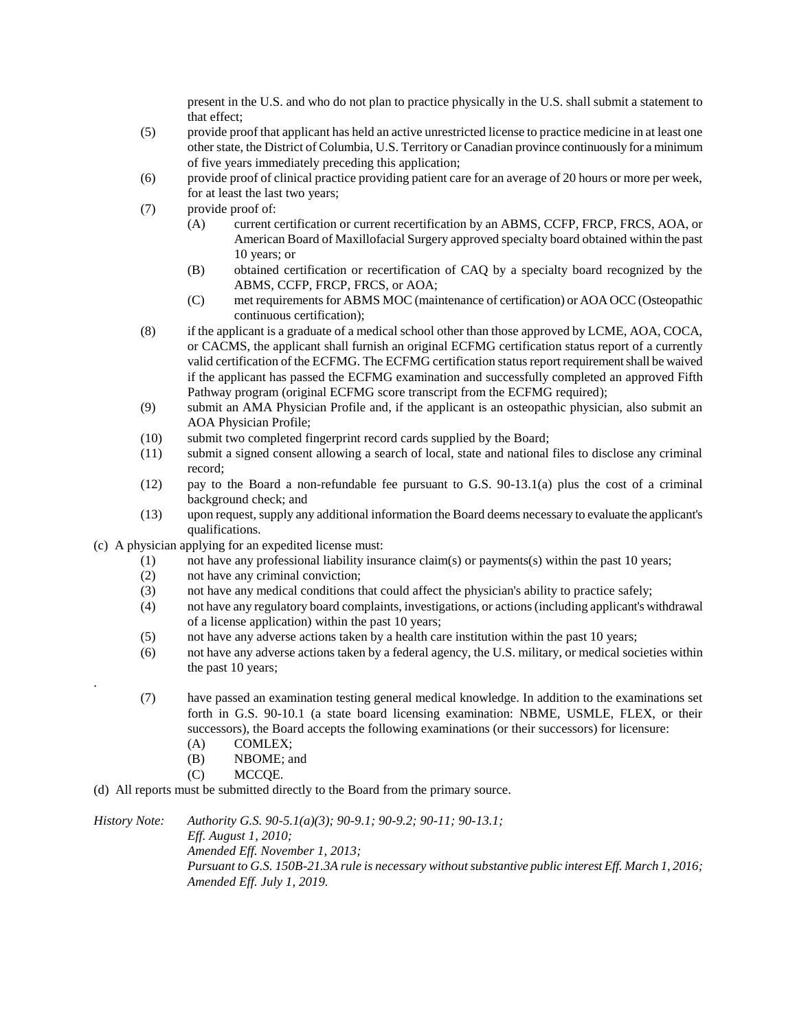present in the U.S. and who do not plan to practice physically in the U.S. shall submit a statement to that effect;

(5) provide proof that applicant has held an active unrestricted license to practice medicine in at least one other state, the District of Columbia, U.S. Territory or Canadian province continuously for a minimum of five years immediately preceding this application;

(6) provide proof of clinical practice providing patient care for an average of 20 hours or more per week, for at least the last two years;

(7) provide proof of:

(A) current certification or current recertification by an ABMS, CCFP, FRCP, FRCS, AOA, or American Board of Maxillofacial Surgery approved specialty board obtained within the past 10 years; or

(B) obtained certification or recertification of CAQ by a specialty board recognized by the ABMS, CCFP, FRCP, FRCS, or AOA;

(C) met requirements for ABMS MOC (maintenance of certification) or AOA OCC (Osteopathic continuous certification);

(8) if the applicant is a graduate of a medical school other than those approved by LCME, AOA, COCA, or CACMS, the applicant shall furnish an original ECFMG certification status report of a currently valid certification of the ECFMG. The ECFMG certification status report requirement shall be waived if the applicant has passed the ECFMG examination and successfully completed an approved Fifth Pathway program (original ECFMG score transcript from the ECFMG required);

(9) submit an AMA Physician Profile and, if the applicant is an osteopathic physician, also submit an AOA Physician Profile;

(10) submit two completed fingerprint record cards supplied by the Board;

(11) submit a signed consent allowing a search of local, state and national files to disclose any criminal record;

(12) pay to the Board a non-refundable fee pursuant to G.S. 90-13.1(a) plus the cost of a criminal background check; and

(13) upon request, supply any additional information the Board deems necessary to evaluate the applicant's qualifications.

(c) A physician applying for an expedited license must:

(1) not have any professional liability insurance claim(s) or payments(s) within the past 10 years;

(2) not have any criminal conviction;

(3) not have any medical conditions that could affect the physician's ability to practice safely;

(4) not have any regulatory board complaints, investigations, or actions (including applicant's withdrawal of a license application) within the past 10 years;

(5) not have any adverse actions taken by a health care institution within the past 10 years;

(6) not have any adverse actions taken by a federal agency, the U.S. military, or medical societies within the past 10 years;

.

(7) have passed an examination testing general medical knowledge. In addition to the examinations set forth in G.S. 90-10.1 (a state board licensing examination: NBME, USMLE, FLEX, or their successors), the Board accepts the following examinations (or their successors) for licensure:

(A) COMLEX;

(B) NBOME; and

(C) MCCQE.

(d) All reports must be submitted directly to the Board from the primary source.

*History Note:* *Authority G.S. 90-5.1(a)(3); 90-9.1; 90-9.2; 90-11; 90-13.1;*
*Eff. August 1, 2010;*
*Amended Eff. November 1, 2013;*
*Pursuant to G.S. 150B-21.3A rule is necessary without substantive public interest Eff. March 1, 2016;*
*Amended Eff. July 1, 2019.*